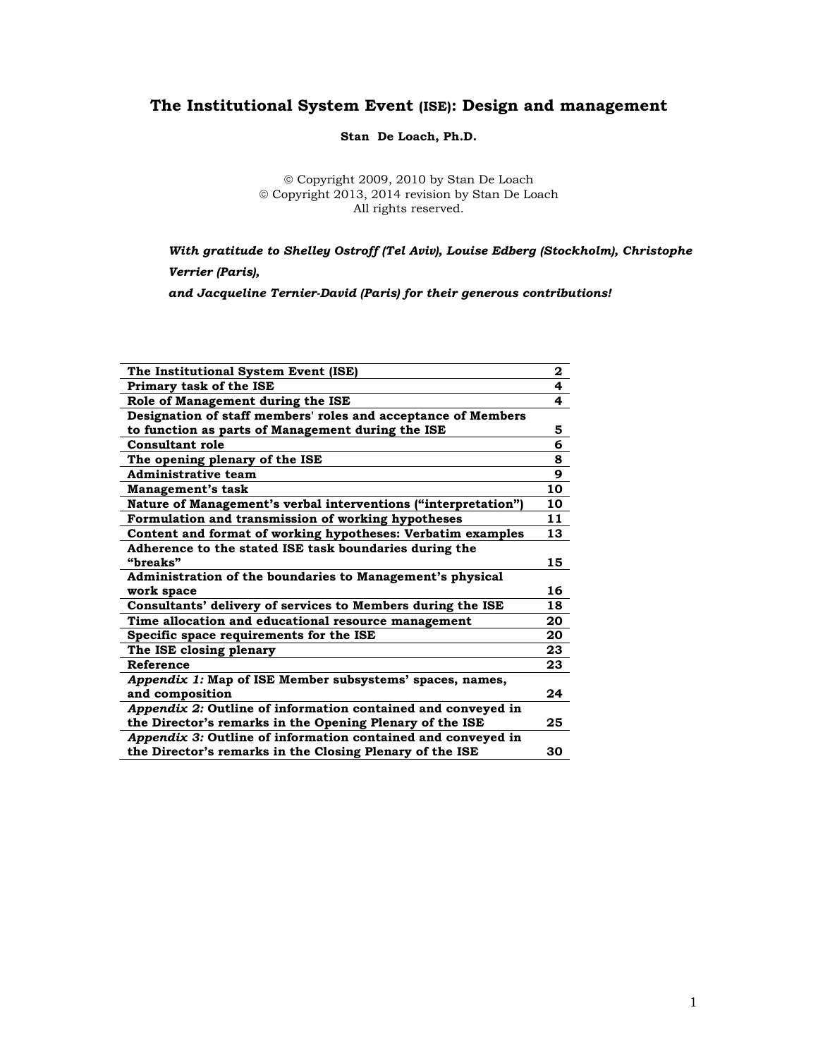# The Institutional System Event (ISE): Design and management

**Stan De Loach, Ph.D.**

© Copyright 2009, 2010 by Stan De Loach
© Copyright 2013, 2014 revision by Stan De Loach
All rights reserved.

***With gratitude to Shelley Ostroff (Tel Aviv), Louise Edberg (Stockholm), Christophe Verrier (Paris),***
***and Jacqueline Ternier-David (Paris) for their generous contributions!***

| | |
|---|---|
| **The Institutional System Event (ISE)** | **2** |
| **Primary task of the ISE** | **4** |
| **Role of Management during the ISE** | **4** |
| **Designation of staff members' roles and acceptance of Members to function as parts of Management during the ISE** | **5** |
| **Consultant role** | **6** |
| **The opening plenary of the ISE** | **8** |
| **Administrative team** | **9** |
| **Management's task** | **10** |
| **Nature of Management's verbal interventions ("interpretation")** | **10** |
| **Formulation and transmission of working hypotheses** | **11** |
| **Content and format of working hypotheses: Verbatim examples** | **13** |
| **Adherence to the stated ISE task boundaries during the "breaks"** | **15** |
| **Administration of the boundaries to Management's physical work space** | **16** |
| **Consultants' delivery of services to Members during the ISE** | **18** |
| **Time allocation and educational resource management** | **20** |
| **Specific space requirements for the ISE** | **20** |
| **The ISE closing plenary** | **23** |
| **Reference** | **23** |
| ***Appendix 1:*** **Map of ISE Member subsystems' spaces, names, and composition** | **24** |
| ***Appendix 2:*** **Outline of information contained and conveyed in the Director's remarks in the Opening Plenary of the ISE** | **25** |
| ***Appendix 3:*** **Outline of information contained and conveyed in the Director's remarks in the Closing Plenary of the ISE** | **30** |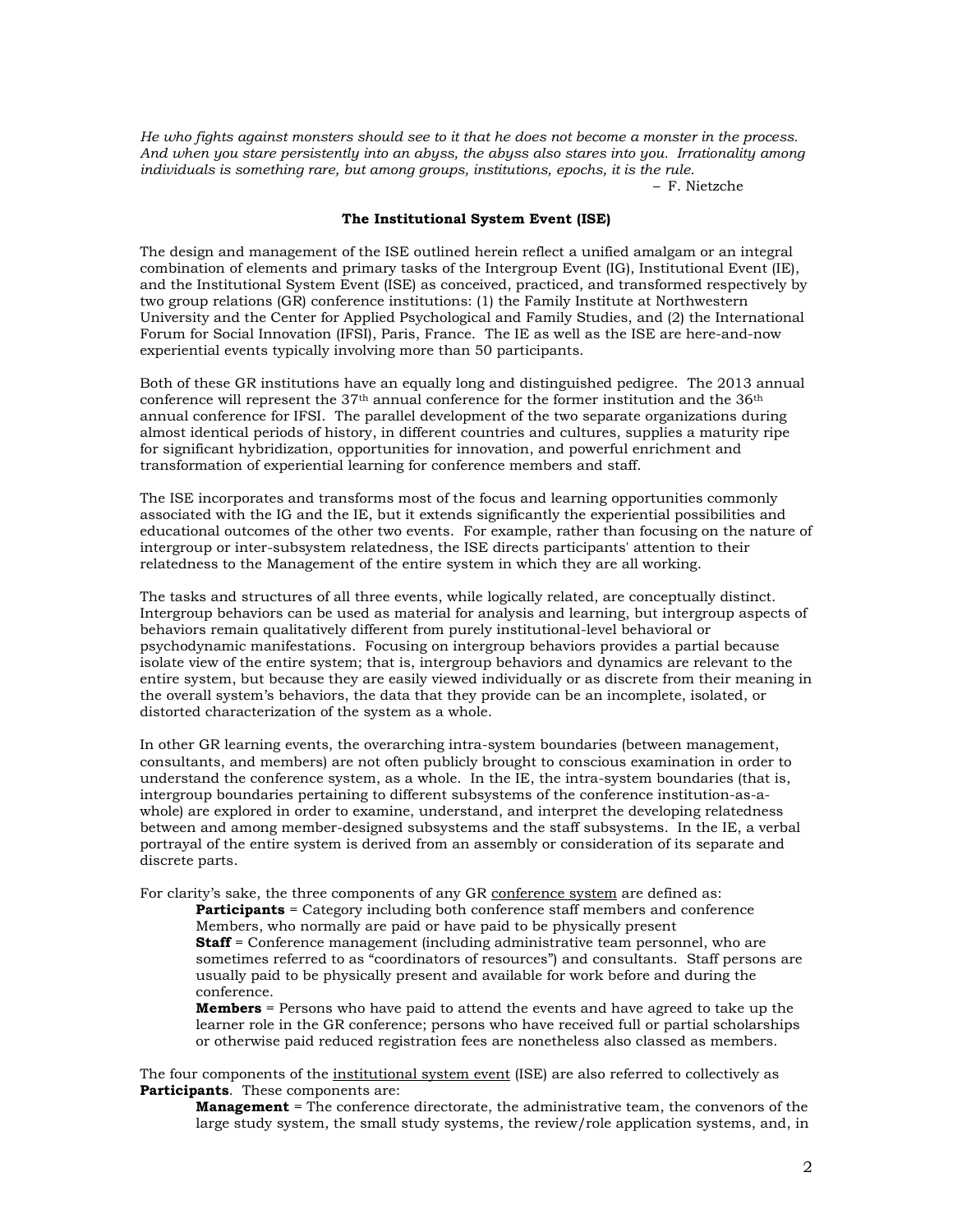*He who fights against monsters should see to it that he does not become a monster in the process. And when you stare persistently into an abyss, the abyss also stares into you. Irrationality among individuals is something rare, but among groups, institutions, epochs, it is the rule.*

– F. Nietzche

**The Institutional System Event (ISE)**

The design and management of the ISE outlined herein reflect a unified amalgam or an integral combination of elements and primary tasks of the Intergroup Event (IG), Institutional Event (IE), and the Institutional System Event (ISE) as conceived, practiced, and transformed respectively by two group relations (GR) conference institutions: (1) the Family Institute at Northwestern University and the Center for Applied Psychological and Family Studies, and (2) the International Forum for Social Innovation (IFSI), Paris, France. The IE as well as the ISE are here-and-now experiential events typically involving more than 50 participants.

Both of these GR institutions have an equally long and distinguished pedigree. The 2013 annual conference will represent the 37th annual conference for the former institution and the 36th annual conference for IFSI. The parallel development of the two separate organizations during almost identical periods of history, in different countries and cultures, supplies a maturity ripe for significant hybridization, opportunities for innovation, and powerful enrichment and transformation of experiential learning for conference members and staff.

The ISE incorporates and transforms most of the focus and learning opportunities commonly associated with the IG and the IE, but it extends significantly the experiential possibilities and educational outcomes of the other two events. For example, rather than focusing on the nature of intergroup or inter-subsystem relatedness, the ISE directs participants' attention to their relatedness to the Management of the entire system in which they are all working.

The tasks and structures of all three events, while logically related, are conceptually distinct. Intergroup behaviors can be used as material for analysis and learning, but intergroup aspects of behaviors remain qualitatively different from purely institutional-level behavioral or psychodynamic manifestations. Focusing on intergroup behaviors provides a partial because isolate view of the entire system; that is, intergroup behaviors and dynamics are relevant to the entire system, but because they are easily viewed individually or as discrete from their meaning in the overall system's behaviors, the data that they provide can be an incomplete, isolated, or distorted characterization of the system as a whole.

In other GR learning events, the overarching intra-system boundaries (between management, consultants, and members) are not often publicly brought to conscious examination in order to understand the conference system, as a whole. In the IE, the intra-system boundaries (that is, intergroup boundaries pertaining to different subsystems of the conference institution-as-a-whole) are explored in order to examine, understand, and interpret the developing relatedness between and among member-designed subsystems and the staff subsystems. In the IE, a verbal portrayal of the entire system is derived from an assembly or consideration of its separate and discrete parts.

For clarity's sake, the three components of any GR <u>conference system</u> are defined as:

> **Participants** = Category including both conference staff members and conference Members, who normally are paid or have paid to be physically present
>
> **Staff** = Conference management (including administrative team personnel, who are sometimes referred to as "coordinators of resources") and consultants. Staff persons are usually paid to be physically present and available for work before and during the conference.
>
> **Members** = Persons who have paid to attend the events and have agreed to take up the learner role in the GR conference; persons who have received full or partial scholarships or otherwise paid reduced registration fees are nonetheless also classed as members.

The four components of the <u>institutional system event</u> (ISE) are also referred to collectively as **Participants**. These components are:

> **Management** = The conference directorate, the administrative team, the convenors of the large study system, the small study systems, the review/role application systems, and, in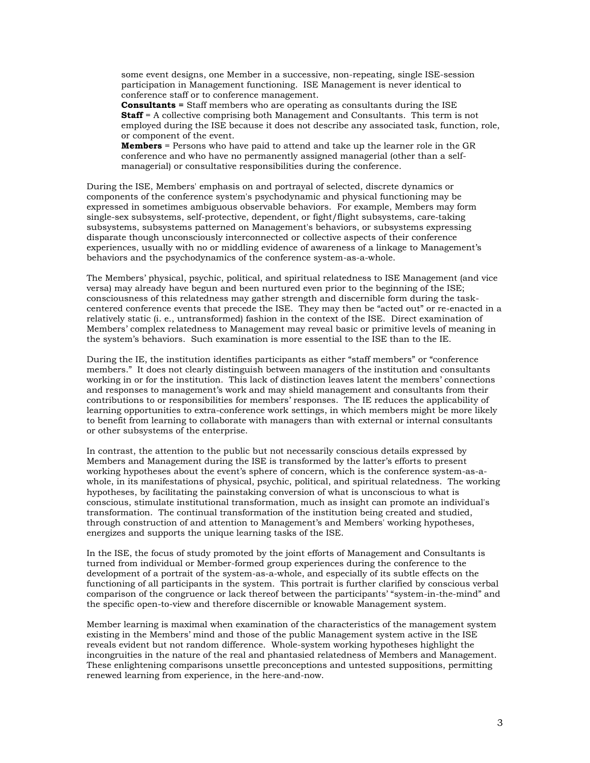some event designs, one Member in a successive, non-repeating, single ISE-session participation in Management functioning. ISE Management is never identical to conference staff or to conference management.

**Consultants =** Staff members who are operating as consultants during the ISE

**Staff** = A collective comprising both Management and Consultants. This term is not employed during the ISE because it does not describe any associated task, function, role, or component of the event.

**Members** = Persons who have paid to attend and take up the learner role in the GR conference and who have no permanently assigned managerial (other than a self-managerial) or consultative responsibilities during the conference.

During the ISE, Members' emphasis on and portrayal of selected, discrete dynamics or components of the conference system's psychodynamic and physical functioning may be expressed in sometimes ambiguous observable behaviors. For example, Members may form single-sex subsystems, self-protective, dependent, or fight/flight subsystems, care-taking subsystems, subsystems patterned on Management's behaviors, or subsystems expressing disparate though unconsciously interconnected or collective aspects of their conference experiences, usually with no or middling evidence of awareness of a linkage to Management's behaviors and the psychodynamics of the conference system-as-a-whole.

The Members' physical, psychic, political, and spiritual relatedness to ISE Management (and vice versa) may already have begun and been nurtured even prior to the beginning of the ISE; consciousness of this relatedness may gather strength and discernible form during the task-centered conference events that precede the ISE. They may then be "acted out" or re-enacted in a relatively static (i. e., untransformed) fashion in the context of the ISE. Direct examination of Members' complex relatedness to Management may reveal basic or primitive levels of meaning in the system's behaviors. Such examination is more essential to the ISE than to the IE.

During the IE, the institution identifies participants as either "staff members" or "conference members." It does not clearly distinguish between managers of the institution and consultants working in or for the institution. This lack of distinction leaves latent the members' connections and responses to management's work and may shield management and consultants from their contributions to or responsibilities for members' responses. The IE reduces the applicability of learning opportunities to extra-conference work settings, in which members might be more likely to benefit from learning to collaborate with managers than with external or internal consultants or other subsystems of the enterprise.

In contrast, the attention to the public but not necessarily conscious details expressed by Members and Management during the ISE is transformed by the latter's efforts to present working hypotheses about the event's sphere of concern, which is the conference system-as-a-whole, in its manifestations of physical, psychic, political, and spiritual relatedness. The working hypotheses, by facilitating the painstaking conversion of what is unconscious to what is conscious, stimulate institutional transformation, much as insight can promote an individual's transformation. The continual transformation of the institution being created and studied, through construction of and attention to Management's and Members' working hypotheses, energizes and supports the unique learning tasks of the ISE.

In the ISE, the focus of study promoted by the joint efforts of Management and Consultants is turned from individual or Member-formed group experiences during the conference to the development of a portrait of the system-as-a-whole, and especially of its subtle effects on the functioning of all participants in the system. This portrait is further clarified by conscious verbal comparison of the congruence or lack thereof between the participants' "system-in-the-mind" and the specific open-to-view and therefore discernible or knowable Management system.

Member learning is maximal when examination of the characteristics of the management system existing in the Members' mind and those of the public Management system active in the ISE reveals evident but not random difference. Whole-system working hypotheses highlight the incongruities in the nature of the real and phantasied relatedness of Members and Management. These enlightening comparisons unsettle preconceptions and untested suppositions, permitting renewed learning from experience, in the here-and-now.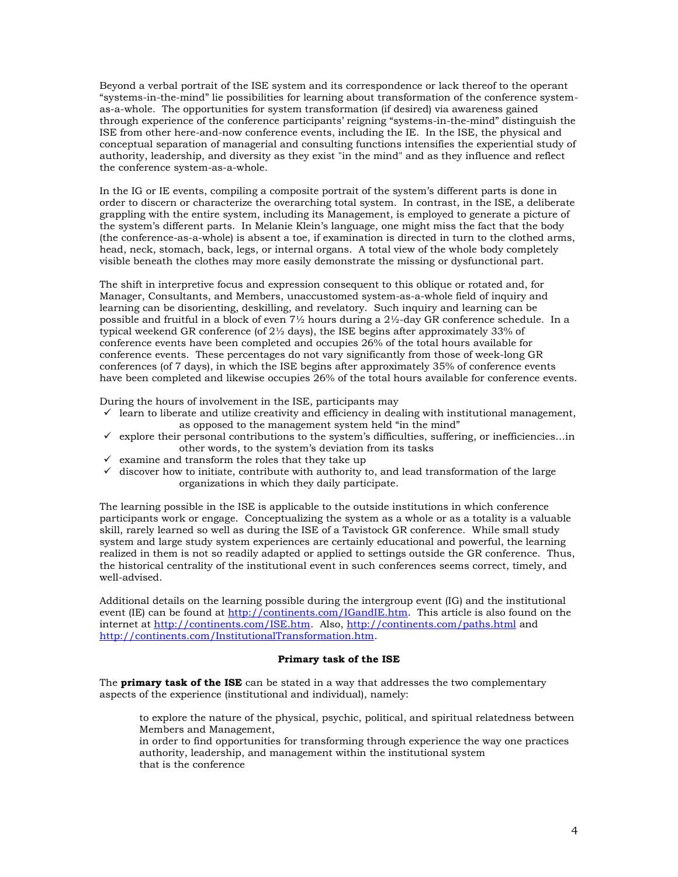Beyond a verbal portrait of the ISE system and its correspondence or lack thereof to the operant "systems-in-the-mind" lie possibilities for learning about transformation of the conference system-as-a-whole. The opportunities for system transformation (if desired) via awareness gained through experience of the conference participants' reigning "systems-in-the-mind" distinguish the ISE from other here-and-now conference events, including the IE. In the ISE, the physical and conceptual separation of managerial and consulting functions intensifies the experiential study of authority, leadership, and diversity as they exist "in the mind" and as they influence and reflect the conference system-as-a-whole.

In the IG or IE events, compiling a composite portrait of the system's different parts is done in order to discern or characterize the overarching total system. In contrast, in the ISE, a deliberate grappling with the entire system, including its Management, is employed to generate a picture of the system's different parts. In Melanie Klein's language, one might miss the fact that the body (the conference-as-a-whole) is absent a toe, if examination is directed in turn to the clothed arms, head, neck, stomach, back, legs, or internal organs. A total view of the whole body completely visible beneath the clothes may more easily demonstrate the missing or dysfunctional part.

The shift in interpretive focus and expression consequent to this oblique or rotated and, for Manager, Consultants, and Members, unaccustomed system-as-a-whole field of inquiry and learning can be disorienting, deskilling, and revelatory. Such inquiry and learning can be possible and fruitful in a block of even 7½ hours during a 2½-day GR conference schedule. In a typical weekend GR conference (of 2½ days), the ISE begins after approximately 33% of conference events have been completed and occupies 26% of the total hours available for conference events. These percentages do not vary significantly from those of week-long GR conferences (of 7 days), in which the ISE begins after approximately 35% of conference events have been completed and likewise occupies 26% of the total hours available for conference events.

During the hours of involvement in the ISE, participants may

- ✓ learn to liberate and utilize creativity and efficiency in dealing with institutional management, as opposed to the management system held "in the mind"
- ✓ explore their personal contributions to the system's difficulties, suffering, or inefficiencies…in other words, to the system's deviation from its tasks
- ✓ examine and transform the roles that they take up
- ✓ discover how to initiate, contribute with authority to, and lead transformation of the large organizations in which they daily participate.

The learning possible in the ISE is applicable to the outside institutions in which conference participants work or engage. Conceptualizing the system as a whole or as a totality is a valuable skill, rarely learned so well as during the ISE of a Tavistock GR conference. While small study system and large study system experiences are certainly educational and powerful, the learning realized in them is not so readily adapted or applied to settings outside the GR conference. Thus, the historical centrality of the institutional event in such conferences seems correct, timely, and well-advised.

Additional details on the learning possible during the intergroup event (IG) and the institutional event (IE) can be found at http://continents.com/IGandIE.htm. This article is also found on the internet at http://continents.com/ISE.htm. Also, http://continents.com/paths.html and http://continents.com/InstitutionalTransformation.htm.

### Primary task of the ISE

The **primary task of the ISE** can be stated in a way that addresses the two complementary aspects of the experience (institutional and individual), namely:

> to explore the nature of the physical, psychic, political, and spiritual relatedness between Members and Management,
> in order to find opportunities for transforming through experience the way one practices authority, leadership, and management within the institutional system
> that is the conference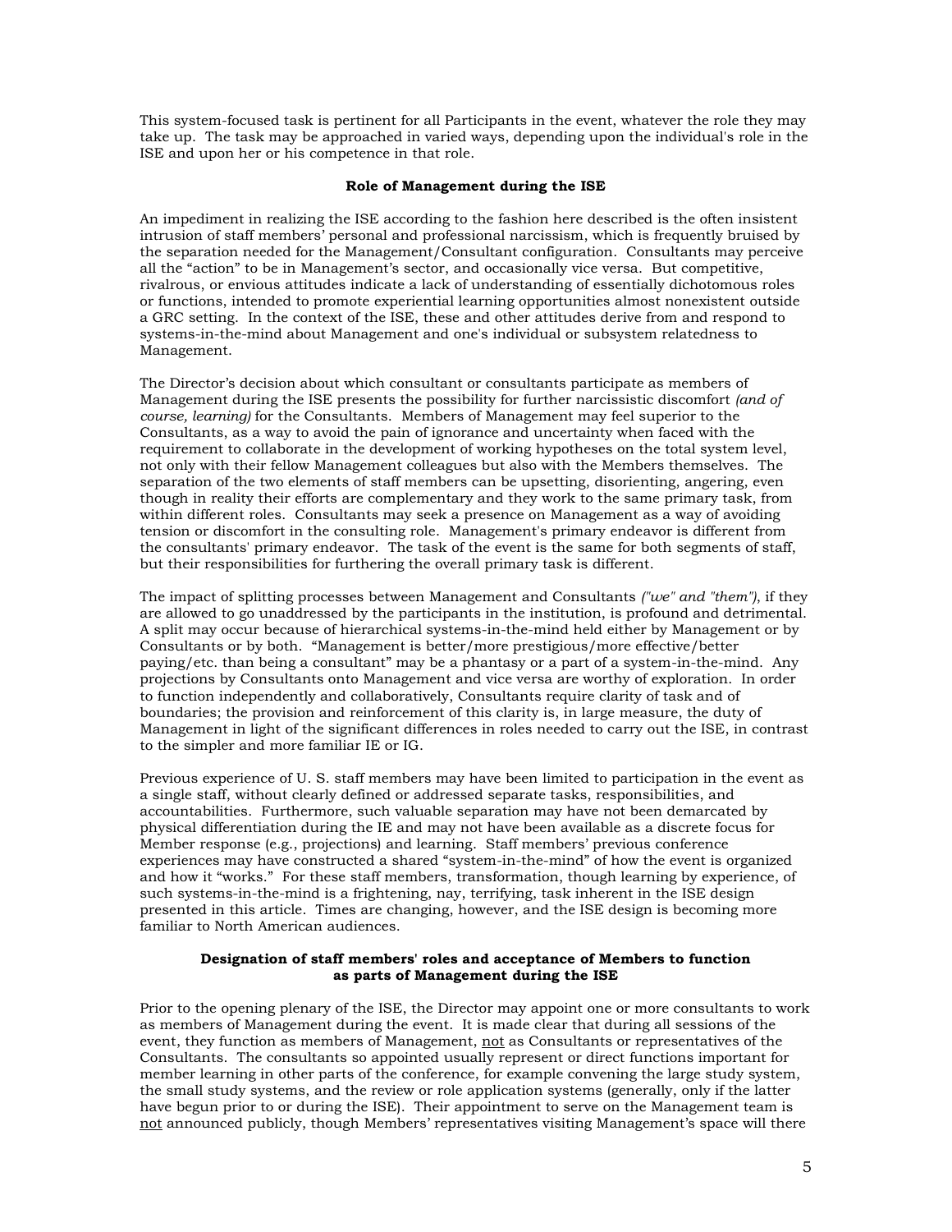This system-focused task is pertinent for all Participants in the event, whatever the role they may take up. The task may be approached in varied ways, depending upon the individual's role in the ISE and upon her or his competence in that role.

**Role of Management during the ISE**

An impediment in realizing the ISE according to the fashion here described is the often insistent intrusion of staff members' personal and professional narcissism, which is frequently bruised by the separation needed for the Management/Consultant configuration. Consultants may perceive all the "action" to be in Management's sector, and occasionally vice versa. But competitive, rivalrous, or envious attitudes indicate a lack of understanding of essentially dichotomous roles or functions, intended to promote experiential learning opportunities almost nonexistent outside a GRC setting. In the context of the ISE, these and other attitudes derive from and respond to systems-in-the-mind about Management and one's individual or subsystem relatedness to Management.

The Director's decision about which consultant or consultants participate as members of Management during the ISE presents the possibility for further narcissistic discomfort *(and of course, learning)* for the Consultants. Members of Management may feel superior to the Consultants, as a way to avoid the pain of ignorance and uncertainty when faced with the requirement to collaborate in the development of working hypotheses on the total system level, not only with their fellow Management colleagues but also with the Members themselves. The separation of the two elements of staff members can be upsetting, disorienting, angering, even though in reality their efforts are complementary and they work to the same primary task, from within different roles. Consultants may seek a presence on Management as a way of avoiding tension or discomfort in the consulting role. Management's primary endeavor is different from the consultants' primary endeavor. The task of the event is the same for both segments of staff, but their responsibilities for furthering the overall primary task is different.

The impact of splitting processes between Management and Consultants *("we" and "them")*, if they are allowed to go unaddressed by the participants in the institution, is profound and detrimental. A split may occur because of hierarchical systems-in-the-mind held either by Management or by Consultants or by both. "Management is better/more prestigious/more effective/better paying/etc. than being a consultant" may be a phantasy or a part of a system-in-the-mind. Any projections by Consultants onto Management and vice versa are worthy of exploration. In order to function independently and collaboratively, Consultants require clarity of task and of boundaries; the provision and reinforcement of this clarity is, in large measure, the duty of Management in light of the significant differences in roles needed to carry out the ISE, in contrast to the simpler and more familiar IE or IG.

Previous experience of U. S. staff members may have been limited to participation in the event as a single staff, without clearly defined or addressed separate tasks, responsibilities, and accountabilities. Furthermore, such valuable separation may have not been demarcated by physical differentiation during the IE and may not have been available as a discrete focus for Member response (e.g., projections) and learning. Staff members' previous conference experiences may have constructed a shared "system-in-the-mind" of how the event is organized and how it "works." For these staff members, transformation, though learning by experience, of such systems-in-the-mind is a frightening, nay, terrifying, task inherent in the ISE design presented in this article. Times are changing, however, and the ISE design is becoming more familiar to North American audiences.

**Designation of staff members' roles and acceptance of Members to function as parts of Management during the ISE**

Prior to the opening plenary of the ISE, the Director may appoint one or more consultants to work as members of Management during the event. It is made clear that during all sessions of the event, they function as members of Management, <u>not</u> as Consultants or representatives of the Consultants. The consultants so appointed usually represent or direct functions important for member learning in other parts of the conference, for example convening the large study system, the small study systems, and the review or role application systems (generally, only if the latter have begun prior to or during the ISE). Their appointment to serve on the Management team is <u>not</u> announced publicly, though Members' representatives visiting Management's space will there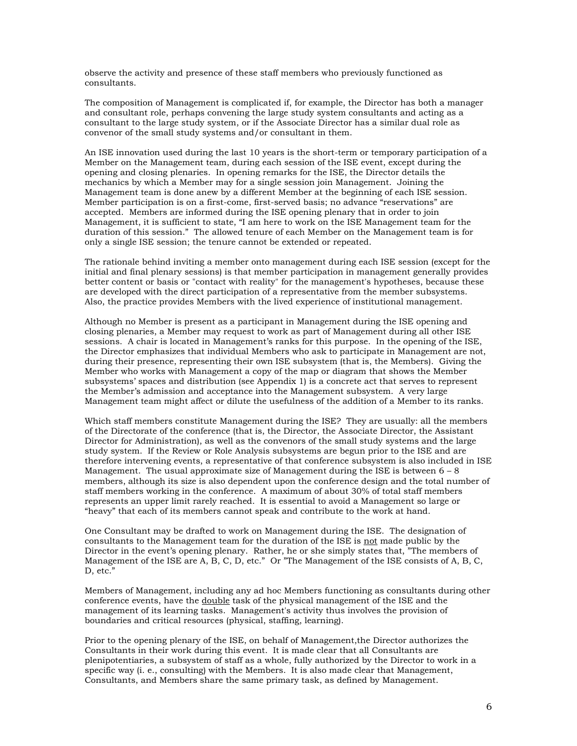observe the activity and presence of these staff members who previously functioned as consultants.

The composition of Management is complicated if, for example, the Director has both a manager and consultant role, perhaps convening the large study system consultants and acting as a consultant to the large study system, or if the Associate Director has a similar dual role as convenor of the small study systems and/or consultant in them.

An ISE innovation used during the last 10 years is the short-term or temporary participation of a Member on the Management team, during each session of the ISE event, except during the opening and closing plenaries. In opening remarks for the ISE, the Director details the mechanics by which a Member may for a single session join Management. Joining the Management team is done anew by a different Member at the beginning of each ISE session. Member participation is on a first-come, first-served basis; no advance "reservations" are accepted. Members are informed during the ISE opening plenary that in order to join Management, it is sufficient to state, "I am here to work on the ISE Management team for the duration of this session." The allowed tenure of each Member on the Management team is for only a single ISE session; the tenure cannot be extended or repeated.

The rationale behind inviting a member onto management during each ISE session (except for the initial and final plenary sessions) is that member participation in management generally provides better content or basis or "contact with reality" for the management's hypotheses, because these are developed with the direct participation of a representative from the member subsystems. Also, the practice provides Members with the lived experience of institutional management.

Although no Member is present as a participant in Management during the ISE opening and closing plenaries, a Member may request to work as part of Management during all other ISE sessions. A chair is located in Management's ranks for this purpose. In the opening of the ISE, the Director emphasizes that individual Members who ask to participate in Management are not, during their presence, representing their own ISE subsystem (that is, the Members). Giving the Member who works with Management a copy of the map or diagram that shows the Member subsystems' spaces and distribution (see Appendix 1) is a concrete act that serves to represent the Member's admission and acceptance into the Management subsystem. A very large Management team might affect or dilute the usefulness of the addition of a Member to its ranks.

Which staff members constitute Management during the ISE? They are usually: all the members of the Directorate of the conference (that is, the Director, the Associate Director, the Assistant Director for Administration), as well as the convenors of the small study systems and the large study system. If the Review or Role Analysis subsystems are begun prior to the ISE and are therefore intervening events, a representative of that conference subsystem is also included in ISE Management. The usual approximate size of Management during the ISE is between 6 – 8 members, although its size is also dependent upon the conference design and the total number of staff members working in the conference. A maximum of about 30% of total staff members represents an upper limit rarely reached. It is essential to avoid a Management so large or "heavy" that each of its members cannot speak and contribute to the work at hand.

One Consultant may be drafted to work on Management during the ISE. The designation of consultants to the Management team for the duration of the ISE is not made public by the Director in the event's opening plenary. Rather, he or she simply states that, "The members of Management of the ISE are A, B, C, D, etc." Or "The Management of the ISE consists of A, B, C, D, etc."

Members of Management, including any ad hoc Members functioning as consultants during other conference events, have the double task of the physical management of the ISE and the management of its learning tasks. Management's activity thus involves the provision of boundaries and critical resources (physical, staffing, learning).

Prior to the opening plenary of the ISE, on behalf of Management,the Director authorizes the Consultants in their work during this event. It is made clear that all Consultants are plenipotentiaries, a subsystem of staff as a whole, fully authorized by the Director to work in a specific way (i. e., consulting) with the Members. It is also made clear that Management, Consultants, and Members share the same primary task, as defined by Management.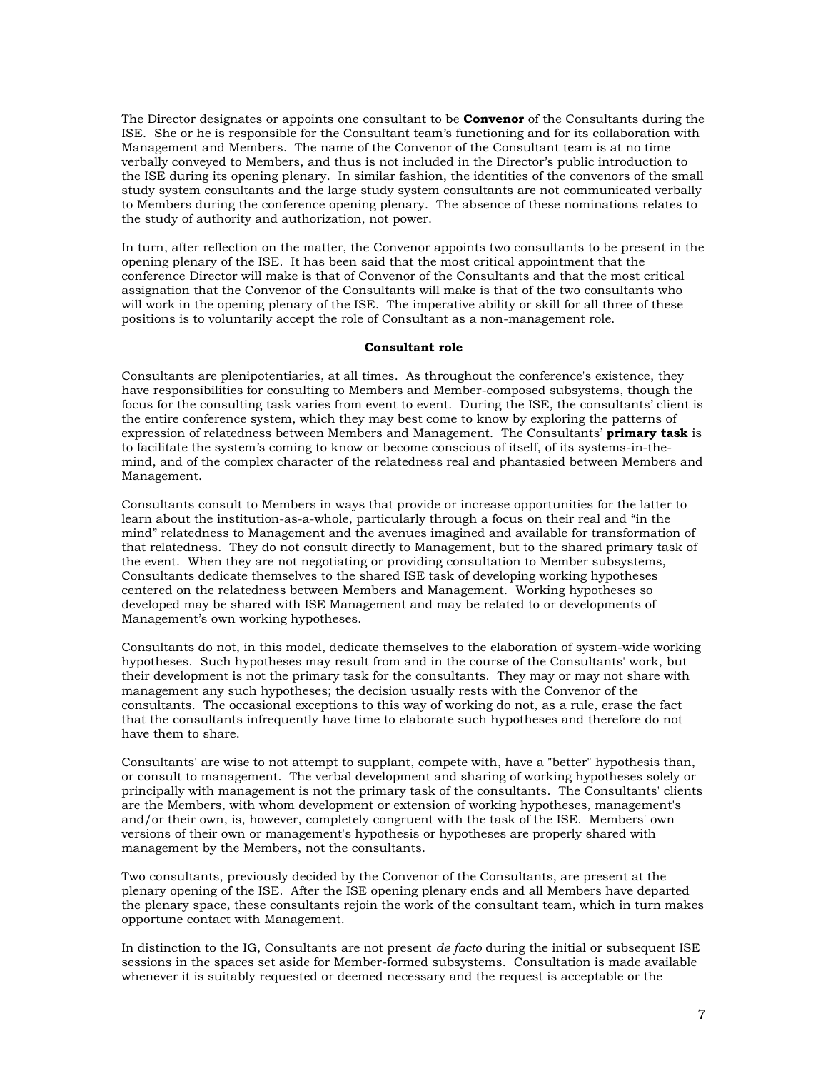The Director designates or appoints one consultant to be **Convenor** of the Consultants during the ISE. She or he is responsible for the Consultant team's functioning and for its collaboration with Management and Members. The name of the Convenor of the Consultant team is at no time verbally conveyed to Members, and thus is not included in the Director's public introduction to the ISE during its opening plenary. In similar fashion, the identities of the convenors of the small study system consultants and the large study system consultants are not communicated verbally to Members during the conference opening plenary. The absence of these nominations relates to the study of authority and authorization, not power.

In turn, after reflection on the matter, the Convenor appoints two consultants to be present in the opening plenary of the ISE. It has been said that the most critical appointment that the conference Director will make is that of Convenor of the Consultants and that the most critical assignation that the Convenor of the Consultants will make is that of the two consultants who will work in the opening plenary of the ISE. The imperative ability or skill for all three of these positions is to voluntarily accept the role of Consultant as a non-management role.

### Consultant role

Consultants are plenipotentiaries, at all times. As throughout the conference's existence, they have responsibilities for consulting to Members and Member-composed subsystems, though the focus for the consulting task varies from event to event. During the ISE, the consultants' client is the entire conference system, which they may best come to know by exploring the patterns of expression of relatedness between Members and Management. The Consultants' **primary task** is to facilitate the system's coming to know or become conscious of itself, of its systems-in-the-mind, and of the complex character of the relatedness real and phantasied between Members and Management.

Consultants consult to Members in ways that provide or increase opportunities for the latter to learn about the institution-as-a-whole, particularly through a focus on their real and "in the mind" relatedness to Management and the avenues imagined and available for transformation of that relatedness. They do not consult directly to Management, but to the shared primary task of the event. When they are not negotiating or providing consultation to Member subsystems, Consultants dedicate themselves to the shared ISE task of developing working hypotheses centered on the relatedness between Members and Management. Working hypotheses so developed may be shared with ISE Management and may be related to or developments of Management's own working hypotheses.

Consultants do not, in this model, dedicate themselves to the elaboration of system-wide working hypotheses. Such hypotheses may result from and in the course of the Consultants' work, but their development is not the primary task for the consultants. They may or may not share with management any such hypotheses; the decision usually rests with the Convenor of the consultants. The occasional exceptions to this way of working do not, as a rule, erase the fact that the consultants infrequently have time to elaborate such hypotheses and therefore do not have them to share.

Consultants' are wise to not attempt to supplant, compete with, have a "better" hypothesis than, or consult to management. The verbal development and sharing of working hypotheses solely or principally with management is not the primary task of the consultants. The Consultants' clients are the Members, with whom development or extension of working hypotheses, management's and/or their own, is, however, completely congruent with the task of the ISE. Members' own versions of their own or management's hypothesis or hypotheses are properly shared with management by the Members, not the consultants.

Two consultants, previously decided by the Convenor of the Consultants, are present at the plenary opening of the ISE. After the ISE opening plenary ends and all Members have departed the plenary space, these consultants rejoin the work of the consultant team, which in turn makes opportune contact with Management.

In distinction to the IG, Consultants are not present *de facto* during the initial or subsequent ISE sessions in the spaces set aside for Member-formed subsystems. Consultation is made available whenever it is suitably requested or deemed necessary and the request is acceptable or the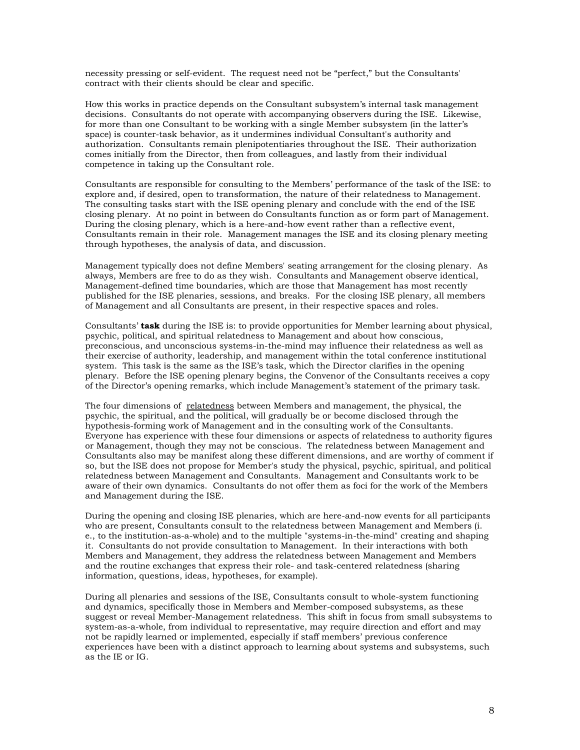necessity pressing or self-evident. The request need not be "perfect," but the Consultants' contract with their clients should be clear and specific.

How this works in practice depends on the Consultant subsystem's internal task management decisions. Consultants do not operate with accompanying observers during the ISE. Likewise, for more than one Consultant to be working with a single Member subsystem (in the latter's space) is counter-task behavior, as it undermines individual Consultant's authority and authorization. Consultants remain plenipotentiaries throughout the ISE. Their authorization comes initially from the Director, then from colleagues, and lastly from their individual competence in taking up the Consultant role.

Consultants are responsible for consulting to the Members' performance of the task of the ISE: to explore and, if desired, open to transformation, the nature of their relatedness to Management. The consulting tasks start with the ISE opening plenary and conclude with the end of the ISE closing plenary. At no point in between do Consultants function as or form part of Management. During the closing plenary, which is a here-and-how event rather than a reflective event, Consultants remain in their role. Management manages the ISE and its closing plenary meeting through hypotheses, the analysis of data, and discussion.

Management typically does not define Members' seating arrangement for the closing plenary. As always, Members are free to do as they wish. Consultants and Management observe identical, Management-defined time boundaries, which are those that Management has most recently published for the ISE plenaries, sessions, and breaks. For the closing ISE plenary, all members of Management and all Consultants are present, in their respective spaces and roles.

Consultants' **task** during the ISE is: to provide opportunities for Member learning about physical, psychic, political, and spiritual relatedness to Management and about how conscious, preconscious, and unconscious systems-in-the-mind may influence their relatedness as well as their exercise of authority, leadership, and management within the total conference institutional system. This task is the same as the ISE's task, which the Director clarifies in the opening plenary. Before the ISE opening plenary begins, the Convenor of the Consultants receives a copy of the Director's opening remarks, which include Management's statement of the primary task.

The four dimensions of relatedness between Members and management, the physical, the psychic, the spiritual, and the political, will gradually be or become disclosed through the hypothesis-forming work of Management and in the consulting work of the Consultants. Everyone has experience with these four dimensions or aspects of relatedness to authority figures or Management, though they may not be conscious. The relatedness between Management and Consultants also may be manifest along these different dimensions, and are worthy of comment if so, but the ISE does not propose for Member's study the physical, psychic, spiritual, and political relatedness between Management and Consultants. Management and Consultants work to be aware of their own dynamics. Consultants do not offer them as foci for the work of the Members and Management during the ISE.

During the opening and closing ISE plenaries, which are here-and-now events for all participants who are present, Consultants consult to the relatedness between Management and Members (i. e., to the institution-as-a-whole) and to the multiple "systems-in-the-mind" creating and shaping it. Consultants do not provide consultation to Management. In their interactions with both Members and Management, they address the relatedness between Management and Members and the routine exchanges that express their role- and task-centered relatedness (sharing information, questions, ideas, hypotheses, for example).

During all plenaries and sessions of the ISE, Consultants consult to whole-system functioning and dynamics, specifically those in Members and Member-composed subsystems, as these suggest or reveal Member-Management relatedness. This shift in focus from small subsystems to system-as-a-whole, from individual to representative, may require direction and effort and may not be rapidly learned or implemented, especially if staff members' previous conference experiences have been with a distinct approach to learning about systems and subsystems, such as the IE or IG.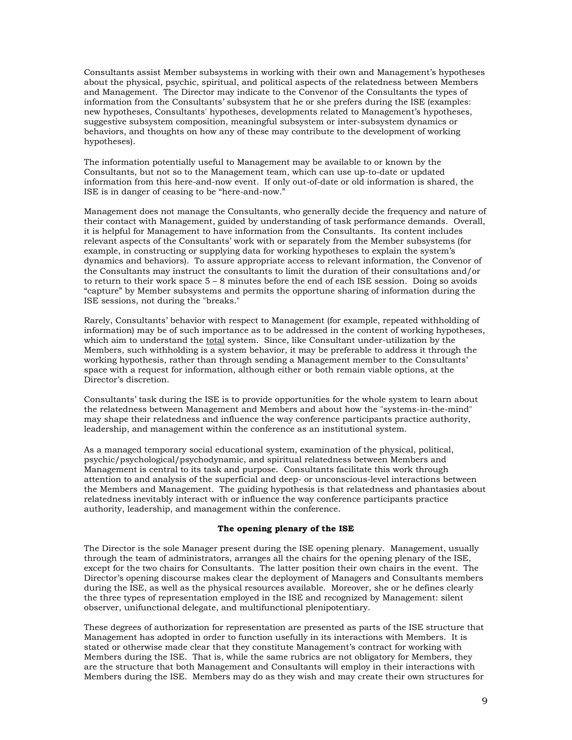Consultants assist Member subsystems in working with their own and Management's hypotheses about the physical, psychic, spiritual, and political aspects of the relatedness between Members and Management. The Director may indicate to the Convenor of the Consultants the types of information from the Consultants' subsystem that he or she prefers during the ISE (examples: new hypotheses, Consultants' hypotheses, developments related to Management's hypotheses, suggestive subsystem composition, meaningful subsystem or inter-subsystem dynamics or behaviors, and thoughts on how any of these may contribute to the development of working hypotheses).

The information potentially useful to Management may be available to or known by the Consultants, but not so to the Management team, which can use up-to-date or updated information from this here-and-now event. If only out-of-date or old information is shared, the ISE is in danger of ceasing to be "here-and-now."

Management does not manage the Consultants, who generally decide the frequency and nature of their contact with Management, guided by understanding of task performance demands. Overall, it is helpful for Management to have information from the Consultants. Its content includes relevant aspects of the Consultants' work with or separately from the Member subsystems (for example, in constructing or supplying data for working hypotheses to explain the system's dynamics and behaviors). To assure appropriate access to relevant information, the Convenor of the Consultants may instruct the consultants to limit the duration of their consultations and/or to return to their work space 5 – 8 minutes before the end of each ISE session. Doing so avoids "capture" by Member subsystems and permits the opportune sharing of information during the ISE sessions, not during the "breaks."

Rarely, Consultants' behavior with respect to Management (for example, repeated withholding of information) may be of such importance as to be addressed in the content of working hypotheses, which aim to understand the <u>total</u> system. Since, like Consultant under-utilization by the Members, such withholding is a system behavior, it may be preferable to address it through the working hypothesis, rather than through sending a Management member to the Consultants' space with a request for information, although either or both remain viable options, at the Director's discretion.

Consultants' task during the ISE is to provide opportunities for the whole system to learn about the relatedness between Management and Members and about how the "systems-in-the-mind" may shape their relatedness and influence the way conference participants practice authority, leadership, and management within the conference as an institutional system.

As a managed temporary social educational system, examination of the physical, political, psychic/psychological/psychodynamic, and spiritual relatedness between Members and Management is central to its task and purpose. Consultants facilitate this work through attention to and analysis of the superficial and deep- or unconscious-level interactions between the Members and Management. The guiding hypothesis is that relatedness and phantasies about relatedness inevitably interact with or influence the way conference participants practice authority, leadership, and management within the conference.

**The opening plenary of the ISE**

The Director is the sole Manager present during the ISE opening plenary. Management, usually through the team of administrators, arranges all the chairs for the opening plenary of the ISE, except for the two chairs for Consultants. The latter position their own chairs in the event. The Director's opening discourse makes clear the deployment of Managers and Consultants members during the ISE, as well as the physical resources available. Moreover, she or he defines clearly the three types of representation employed in the ISE and recognized by Management: silent observer, unifunctional delegate, and multifunctional plenipotentiary.

These degrees of authorization for representation are presented as parts of the ISE structure that Management has adopted in order to function usefully in its interactions with Members. It is stated or otherwise made clear that they constitute Management's contract for working with Members during the ISE. That is, while the same rubrics are not obligatory for Members, they are the structure that both Management and Consultants will employ in their interactions with Members during the ISE. Members may do as they wish and may create their own structures for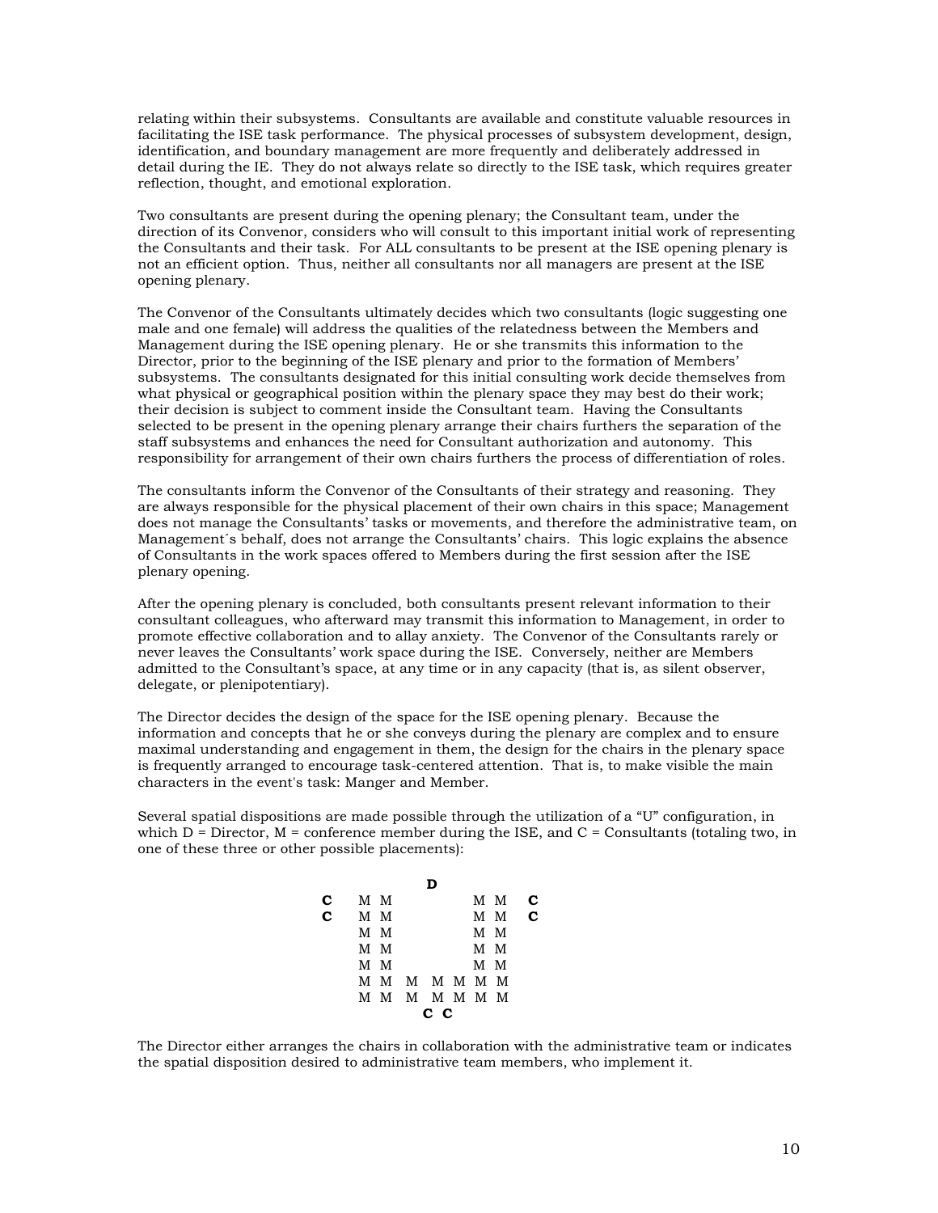relating within their subsystems. Consultants are available and constitute valuable resources in facilitating the ISE task performance. The physical processes of subsystem development, design, identification, and boundary management are more frequently and deliberately addressed in detail during the IE. They do not always relate so directly to the ISE task, which requires greater reflection, thought, and emotional exploration.

Two consultants are present during the opening plenary; the Consultant team, under the direction of its Convenor, considers who will consult to this important initial work of representing the Consultants and their task. For ALL consultants to be present at the ISE opening plenary is not an efficient option. Thus, neither all consultants nor all managers are present at the ISE opening plenary.

The Convenor of the Consultants ultimately decides which two consultants (logic suggesting one male and one female) will address the qualities of the relatedness between the Members and Management during the ISE opening plenary. He or she transmits this information to the Director, prior to the beginning of the ISE plenary and prior to the formation of Members' subsystems. The consultants designated for this initial consulting work decide themselves from what physical or geographical position within the plenary space they may best do their work; their decision is subject to comment inside the Consultant team. Having the Consultants selected to be present in the opening plenary arrange their chairs furthers the separation of the staff subsystems and enhances the need for Consultant authorization and autonomy. This responsibility for arrangement of their own chairs furthers the process of differentiation of roles.

The consultants inform the Convenor of the Consultants of their strategy and reasoning. They are always responsible for the physical placement of their own chairs in this space; Management does not manage the Consultants' tasks or movements, and therefore the administrative team, on Management´s behalf, does not arrange the Consultants' chairs. This logic explains the absence of Consultants in the work spaces offered to Members during the first session after the ISE plenary opening.

After the opening plenary is concluded, both consultants present relevant information to their consultant colleagues, who afterward may transmit this information to Management, in order to promote effective collaboration and to allay anxiety. The Convenor of the Consultants rarely or never leaves the Consultants' work space during the ISE. Conversely, neither are Members admitted to the Consultant's space, at any time or in any capacity (that is, as silent observer, delegate, or plenipotentiary).

The Director decides the design of the space for the ISE opening plenary. Because the information and concepts that he or she conveys during the plenary are complex and to ensure maximal understanding and engagement in them, the design for the chairs in the plenary space is frequently arranged to encourage task-centered attention. That is, to make visible the main characters in the event's task: Manger and Member.

Several spatial dispositions are made possible through the utilization of a "U" configuration, in which D = Director, M = conference member during the ISE, and C = Consultants (totaling two, in one of these three or other possible placements):

```
              D
C   M M             M M   C
C   M M             M M   C
    M M             M M
    M M             M M
    M M             M M
    M M  M  M M M M
    M M  M  M M M M
              C C
```

The Director either arranges the chairs in collaboration with the administrative team or indicates the spatial disposition desired to administrative team members, who implement it.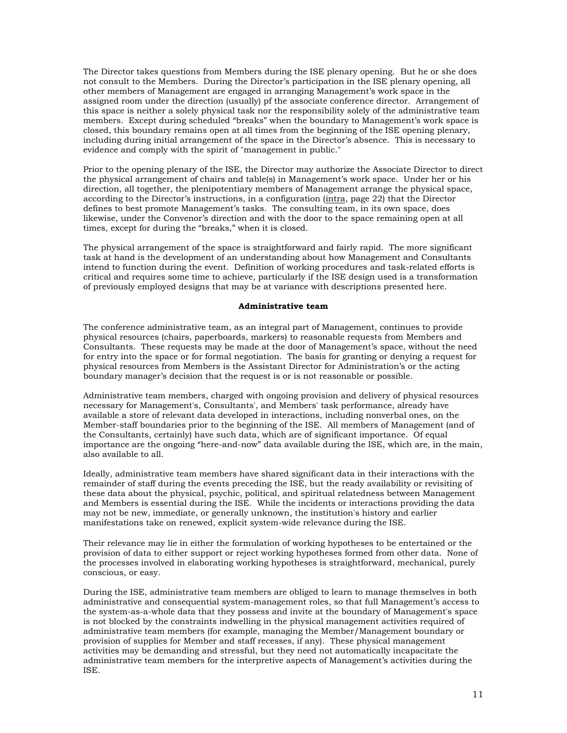The Director takes questions from Members during the ISE plenary opening. But he or she does not consult to the Members. During the Director's participation in the ISE plenary opening, all other members of Management are engaged in arranging Management's work space in the assigned room under the direction (usually) pf the associate conference director. Arrangement of this space is neither a solely physical task nor the responsibility solely of the administrative team members. Except during scheduled "breaks" when the boundary to Management's work space is closed, this boundary remains open at all times from the beginning of the ISE opening plenary, including during initial arrangement of the space in the Director's absence. This is necessary to evidence and comply with the spirit of "management in public."

Prior to the opening plenary of the ISE, the Director may authorize the Associate Director to direct the physical arrangement of chairs and table(s) in Management's work space. Under her or his direction, all together, the plenipotentiary members of Management arrange the physical space, according to the Director's instructions, in a configuration (intra, page 22) that the Director defines to best promote Management's tasks. The consulting team, in its own space, does likewise, under the Convenor's direction and with the door to the space remaining open at all times, except for during the "breaks," when it is closed.

The physical arrangement of the space is straightforward and fairly rapid. The more significant task at hand is the development of an understanding about how Management and Consultants intend to function during the event. Definition of working procedures and task-related efforts is critical and requires some time to achieve, particularly if the ISE design used is a transformation of previously employed designs that may be at variance with descriptions presented here.

**Administrative team**

The conference administrative team, as an integral part of Management, continues to provide physical resources (chairs, paperboards, markers) to reasonable requests from Members and Consultants. These requests may be made at the door of Management's space, without the need for entry into the space or for formal negotiation. The basis for granting or denying a request for physical resources from Members is the Assistant Director for Administration's or the acting boundary manager's decision that the request is or is not reasonable or possible.

Administrative team members, charged with ongoing provision and delivery of physical resources necessary for Management's, Consultants', and Members' task performance, already have available a store of relevant data developed in interactions, including nonverbal ones, on the Member-staff boundaries prior to the beginning of the ISE. All members of Management (and of the Consultants, certainly) have such data, which are of significant importance. Of equal importance are the ongoing "here-and-now" data available during the ISE, which are, in the main, also available to all.

Ideally, administrative team members have shared significant data in their interactions with the remainder of staff during the events preceding the ISE, but the ready availability or revisiting of these data about the physical, psychic, political, and spiritual relatedness between Management and Members is essential during the ISE. While the incidents or interactions providing the data may not be new, immediate, or generally unknown, the institution's history and earlier manifestations take on renewed, explicit system-wide relevance during the ISE.

Their relevance may lie in either the formulation of working hypotheses to be entertained or the provision of data to either support or reject working hypotheses formed from other data. None of the processes involved in elaborating working hypotheses is straightforward, mechanical, purely conscious, or easy.

During the ISE, administrative team members are obliged to learn to manage themselves in both administrative and consequential system-management roles, so that full Management's access to the system-as-a-whole data that they possess and invite at the boundary of Management's space is not blocked by the constraints indwelling in the physical management activities required of administrative team members (for example, managing the Member/Management boundary or provision of supplies for Member and staff recesses, if any). These physical management activities may be demanding and stressful, but they need not automatically incapacitate the administrative team members for the interpretive aspects of Management's activities during the ISE.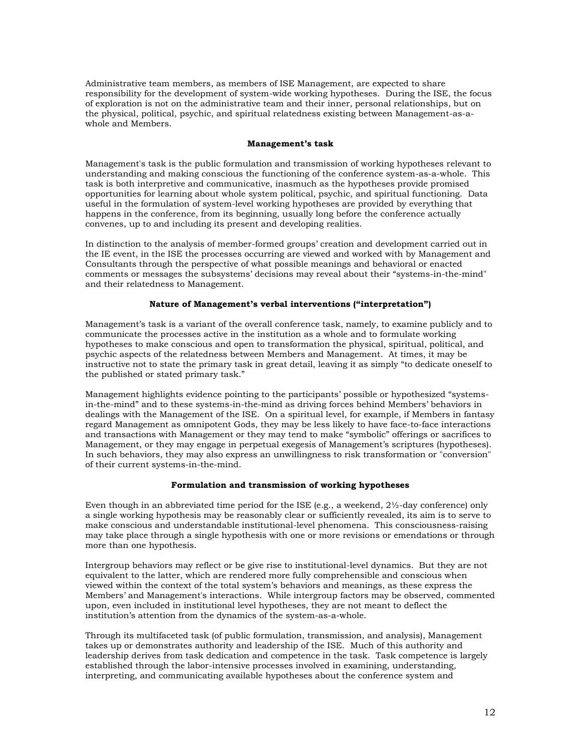Administrative team members, as members of ISE Management, are expected to share responsibility for the development of system-wide working hypotheses. During the ISE, the focus of exploration is not on the administrative team and their inner, personal relationships, but on the physical, political, psychic, and spiritual relatedness existing between Management-as-a-whole and Members.

### Management's task

Management's task is the public formulation and transmission of working hypotheses relevant to understanding and making conscious the functioning of the conference system-as-a-whole. This task is both interpretive and communicative, inasmuch as the hypotheses provide promised opportunities for learning about whole system political, psychic, and spiritual functioning. Data useful in the formulation of system-level working hypotheses are provided by everything that happens in the conference, from its beginning, usually long before the conference actually convenes, up to and including its present and developing realities.

In distinction to the analysis of member-formed groups' creation and development carried out in the IE event, in the ISE the processes occurring are viewed and worked with by Management and Consultants through the perspective of what possible meanings and behavioral or enacted comments or messages the subsystems' decisions may reveal about their "systems-in-the-mind" and their relatedness to Management.

### Nature of Management's verbal interventions ("interpretation")

Management's task is a variant of the overall conference task, namely, to examine publicly and to communicate the processes active in the institution as a whole and to formulate working hypotheses to make conscious and open to transformation the physical, spiritual, political, and psychic aspects of the relatedness between Members and Management. At times, it may be instructive not to state the primary task in great detail, leaving it as simply "to dedicate oneself to the published or stated primary task."

Management highlights evidence pointing to the participants' possible or hypothesized "systems-in-the-mind" and to these systems-in-the-mind as driving forces behind Members' behaviors in dealings with the Management of the ISE. On a spiritual level, for example, if Members in fantasy regard Management as omnipotent Gods, they may be less likely to have face-to-face interactions and transactions with Management or they may tend to make "symbolic" offerings or sacrifices to Management, or they may engage in perpetual exegesis of Management's scriptures (hypotheses). In such behaviors, they may also express an unwillingness to risk transformation or "conversion" of their current systems-in-the-mind.

### Formulation and transmission of working hypotheses

Even though in an abbreviated time period for the ISE (e.g., a weekend, 2½-day conference) only a single working hypothesis may be reasonably clear or sufficiently revealed, its aim is to serve to make conscious and understandable institutional-level phenomena. This consciousness-raising may take place through a single hypothesis with one or more revisions or emendations or through more than one hypothesis.

Intergroup behaviors may reflect or be give rise to institutional-level dynamics. But they are not equivalent to the latter, which are rendered more fully comprehensible and conscious when viewed within the context of the total system's behaviors and meanings, as these express the Members' and Management's interactions. While intergroup factors may be observed, commented upon, even included in institutional level hypotheses, they are not meant to deflect the institution's attention from the dynamics of the system-as-a-whole.

Through its multifaceted task (of public formulation, transmission, and analysis), Management takes up or demonstrates authority and leadership of the ISE. Much of this authority and leadership derives from task dedication and competence in the task. Task competence is largely established through the labor-intensive processes involved in examining, understanding, interpreting, and communicating available hypotheses about the conference system and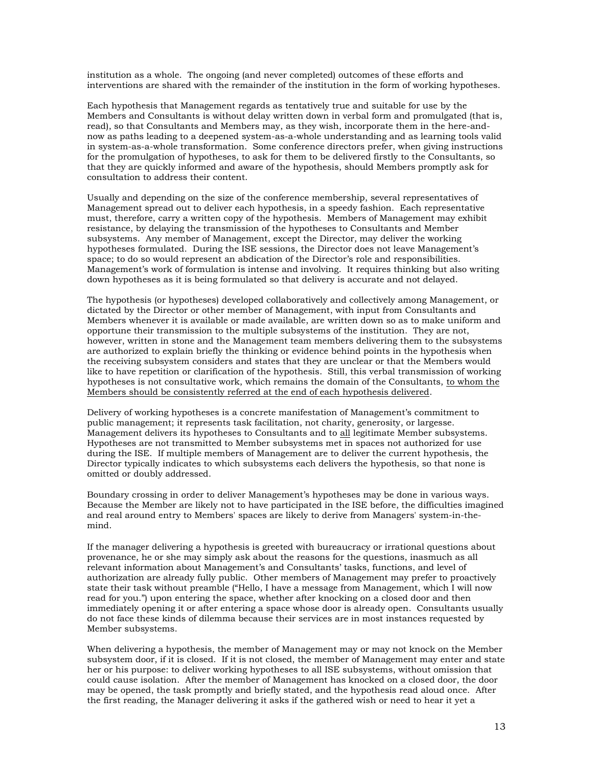institution as a whole. The ongoing (and never completed) outcomes of these efforts and interventions are shared with the remainder of the institution in the form of working hypotheses.

Each hypothesis that Management regards as tentatively true and suitable for use by the Members and Consultants is without delay written down in verbal form and promulgated (that is, read), so that Consultants and Members may, as they wish, incorporate them in the here-and-now as paths leading to a deepened system-as-a-whole understanding and as learning tools valid in system-as-a-whole transformation. Some conference directors prefer, when giving instructions for the promulgation of hypotheses, to ask for them to be delivered firstly to the Consultants, so that they are quickly informed and aware of the hypothesis, should Members promptly ask for consultation to address their content.

Usually and depending on the size of the conference membership, several representatives of Management spread out to deliver each hypothesis, in a speedy fashion. Each representative must, therefore, carry a written copy of the hypothesis. Members of Management may exhibit resistance, by delaying the transmission of the hypotheses to Consultants and Member subsystems. Any member of Management, except the Director, may deliver the working hypotheses formulated. During the ISE sessions, the Director does not leave Management's space; to do so would represent an abdication of the Director's role and responsibilities. Management's work of formulation is intense and involving. It requires thinking but also writing down hypotheses as it is being formulated so that delivery is accurate and not delayed.

The hypothesis (or hypotheses) developed collaboratively and collectively among Management, or dictated by the Director or other member of Management, with input from Consultants and Members whenever it is available or made available, are written down so as to make uniform and opportune their transmission to the multiple subsystems of the institution. They are not, however, written in stone and the Management team members delivering them to the subsystems are authorized to explain briefly the thinking or evidence behind points in the hypothesis when the receiving subsystem considers and states that they are unclear or that the Members would like to have repetition or clarification of the hypothesis. Still, this verbal transmission of working hypotheses is not consultative work, which remains the domain of the Consultants, <u>to whom the Members should be consistently referred at the end of each hypothesis delivered</u>.

Delivery of working hypotheses is a concrete manifestation of Management's commitment to public management; it represents task facilitation, not charity, generosity, or largesse. Management delivers its hypotheses to Consultants and to <u>all</u> legitimate Member subsystems. Hypotheses are not transmitted to Member subsystems met in spaces not authorized for use during the ISE. If multiple members of Management are to deliver the current hypothesis, the Director typically indicates to which subsystems each delivers the hypothesis, so that none is omitted or doubly addressed.

Boundary crossing in order to deliver Management's hypotheses may be done in various ways. Because the Member are likely not to have participated in the ISE before, the difficulties imagined and real around entry to Members' spaces are likely to derive from Managers' system-in-the-mind.

If the manager delivering a hypothesis is greeted with bureaucracy or irrational questions about provenance, he or she may simply ask about the reasons for the questions, inasmuch as all relevant information about Management's and Consultants' tasks, functions, and level of authorization are already fully public. Other members of Management may prefer to proactively state their task without preamble ("Hello, I have a message from Management, which I will now read for you.") upon entering the space, whether after knocking on a closed door and then immediately opening it or after entering a space whose door is already open. Consultants usually do not face these kinds of dilemma because their services are in most instances requested by Member subsystems.

When delivering a hypothesis, the member of Management may or may not knock on the Member subsystem door, if it is closed. If it is not closed, the member of Management may enter and state her or his purpose: to deliver working hypotheses to all ISE subsystems, without omission that could cause isolation. After the member of Management has knocked on a closed door, the door may be opened, the task promptly and briefly stated, and the hypothesis read aloud once. After the first reading, the Manager delivering it asks if the gathered wish or need to hear it yet a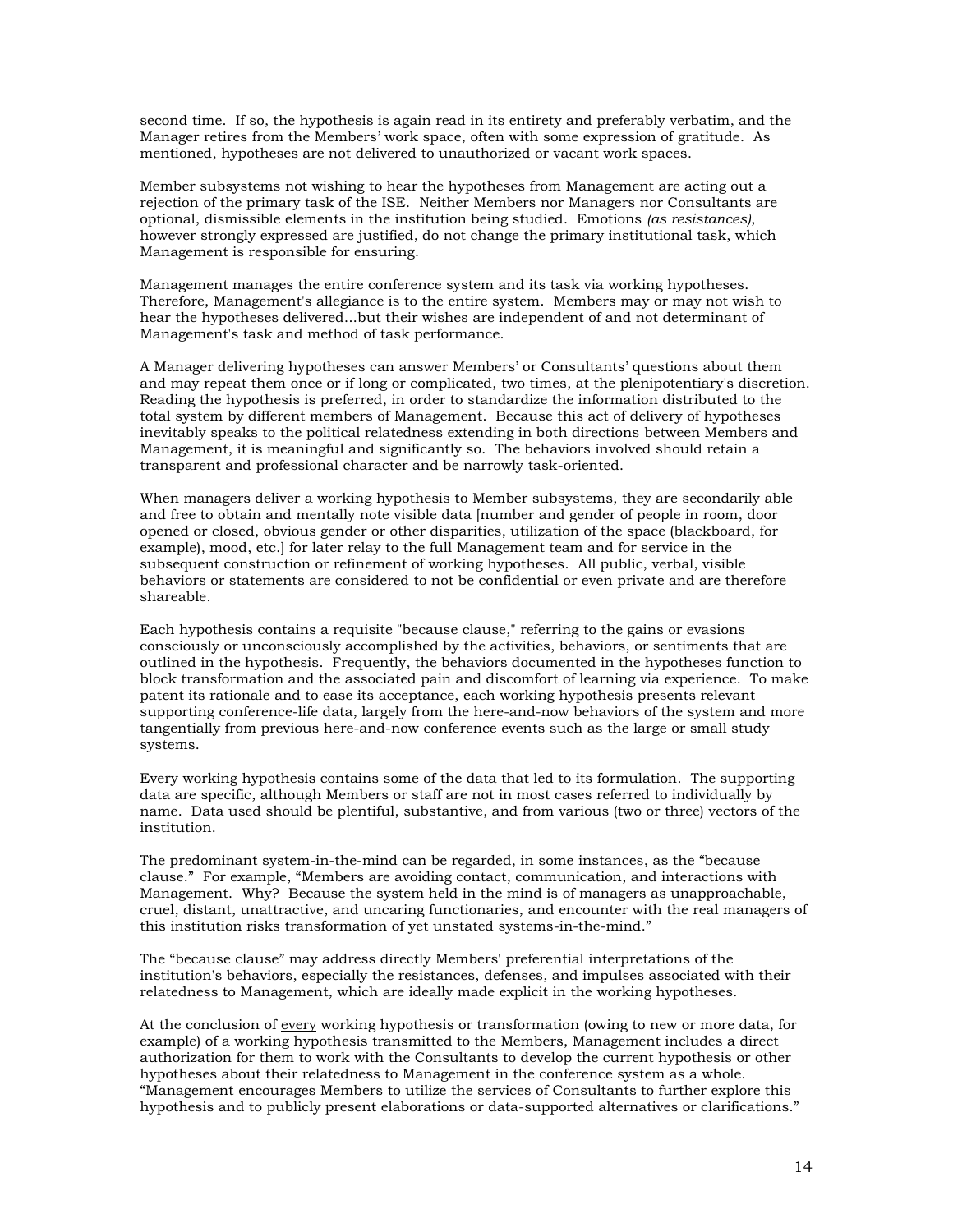second time. If so, the hypothesis is again read in its entirety and preferably verbatim, and the Manager retires from the Members' work space, often with some expression of gratitude. As mentioned, hypotheses are not delivered to unauthorized or vacant work spaces.

Member subsystems not wishing to hear the hypotheses from Management are acting out a rejection of the primary task of the ISE. Neither Members nor Managers nor Consultants are optional, dismissible elements in the institution being studied. Emotions *(as resistances)*, however strongly expressed are justified, do not change the primary institutional task, which Management is responsible for ensuring.

Management manages the entire conference system and its task via working hypotheses. Therefore, Management's allegiance is to the entire system. Members may or may not wish to hear the hypotheses delivered...but their wishes are independent of and not determinant of Management's task and method of task performance.

A Manager delivering hypotheses can answer Members' or Consultants' questions about them and may repeat them once or if long or complicated, two times, at the plenipotentiary's discretion. <u>Reading</u> the hypothesis is preferred, in order to standardize the information distributed to the total system by different members of Management. Because this act of delivery of hypotheses inevitably speaks to the political relatedness extending in both directions between Members and Management, it is meaningful and significantly so. The behaviors involved should retain a transparent and professional character and be narrowly task-oriented.

When managers deliver a working hypothesis to Member subsystems, they are secondarily able and free to obtain and mentally note visible data [number and gender of people in room, door opened or closed, obvious gender or other disparities, utilization of the space (blackboard, for example), mood, etc.] for later relay to the full Management team and for service in the subsequent construction or refinement of working hypotheses. All public, verbal, visible behaviors or statements are considered to not be confidential or even private and are therefore shareable.

<u>Each hypothesis contains a requisite "because clause,"</u> referring to the gains or evasions consciously or unconsciously accomplished by the activities, behaviors, or sentiments that are outlined in the hypothesis. Frequently, the behaviors documented in the hypotheses function to block transformation and the associated pain and discomfort of learning via experience. To make patent its rationale and to ease its acceptance, each working hypothesis presents relevant supporting conference-life data, largely from the here-and-now behaviors of the system and more tangentially from previous here-and-now conference events such as the large or small study systems.

Every working hypothesis contains some of the data that led to its formulation. The supporting data are specific, although Members or staff are not in most cases referred to individually by name. Data used should be plentiful, substantive, and from various (two or three) vectors of the institution.

The predominant system-in-the-mind can be regarded, in some instances, as the "because clause." For example, "Members are avoiding contact, communication, and interactions with Management. Why? Because the system held in the mind is of managers as unapproachable, cruel, distant, unattractive, and uncaring functionaries, and encounter with the real managers of this institution risks transformation of yet unstated systems-in-the-mind."

The "because clause" may address directly Members' preferential interpretations of the institution's behaviors, especially the resistances, defenses, and impulses associated with their relatedness to Management, which are ideally made explicit in the working hypotheses.

At the conclusion of <u>every</u> working hypothesis or transformation (owing to new or more data, for example) of a working hypothesis transmitted to the Members, Management includes a direct authorization for them to work with the Consultants to develop the current hypothesis or other hypotheses about their relatedness to Management in the conference system as a whole. "Management encourages Members to utilize the services of Consultants to further explore this hypothesis and to publicly present elaborations or data-supported alternatives or clarifications."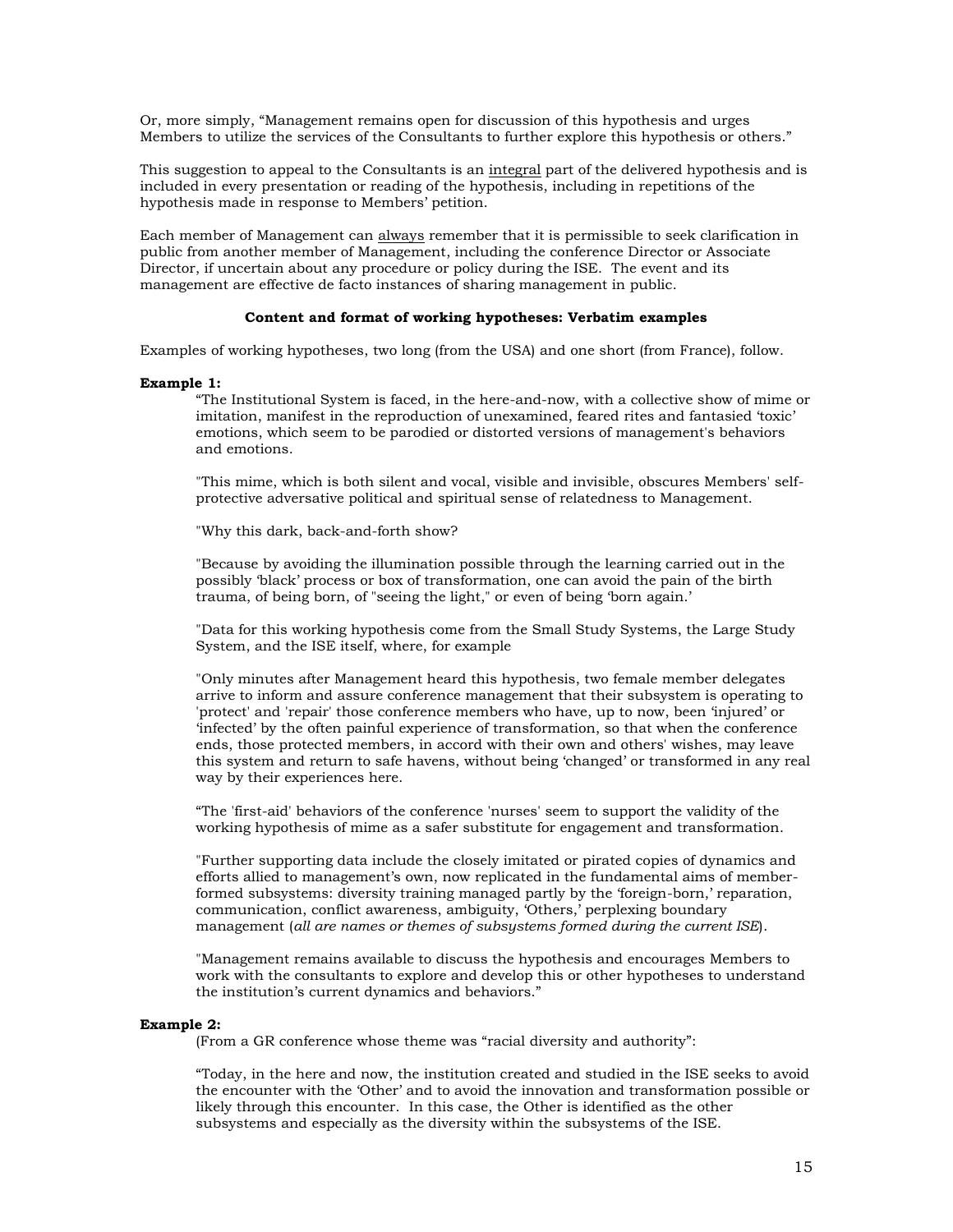Or, more simply, "Management remains open for discussion of this hypothesis and urges Members to utilize the services of the Consultants to further explore this hypothesis or others."

This suggestion to appeal to the Consultants is an <u>integral</u> part of the delivered hypothesis and is included in every presentation or reading of the hypothesis, including in repetitions of the hypothesis made in response to Members' petition.

Each member of Management can <u>always</u> remember that it is permissible to seek clarification in public from another member of Management, including the conference Director or Associate Director, if uncertain about any procedure or policy during the ISE. The event and its management are effective de facto instances of sharing management in public.

**Content and format of working hypotheses: Verbatim examples**

Examples of working hypotheses, two long (from the USA) and one short (from France), follow.

**Example 1:**

> "The Institutional System is faced, in the here-and-now, with a collective show of mime or imitation, manifest in the reproduction of unexamined, feared rites and fantasied 'toxic' emotions, which seem to be parodied or distorted versions of management's behaviors and emotions.
>
> "This mime, which is both silent and vocal, visible and invisible, obscures Members' self-protective adversative political and spiritual sense of relatedness to Management.
>
> "Why this dark, back-and-forth show?
>
> "Because by avoiding the illumination possible through the learning carried out in the possibly 'black' process or box of transformation, one can avoid the pain of the birth trauma, of being born, of "seeing the light," or even of being 'born again.'
>
> "Data for this working hypothesis come from the Small Study Systems, the Large Study System, and the ISE itself, where, for example
>
> "Only minutes after Management heard this hypothesis, two female member delegates arrive to inform and assure conference management that their subsystem is operating to 'protect' and 'repair' those conference members who have, up to now, been 'injured' or 'infected' by the often painful experience of transformation, so that when the conference ends, those protected members, in accord with their own and others' wishes, may leave this system and return to safe havens, without being 'changed' or transformed in any real way by their experiences here.
>
> "The 'first-aid' behaviors of the conference 'nurses' seem to support the validity of the working hypothesis of mime as a safer substitute for engagement and transformation.
>
> "Further supporting data include the closely imitated or pirated copies of dynamics and efforts allied to management's own, now replicated in the fundamental aims of member-formed subsystems: diversity training managed partly by the 'foreign-born,' reparation, communication, conflict awareness, ambiguity, 'Others,' perplexing boundary management (*all are names or themes of subsystems formed during the current ISE*).
>
> "Management remains available to discuss the hypothesis and encourages Members to work with the consultants to explore and develop this or other hypotheses to understand the institution's current dynamics and behaviors."

**Example 2:**

> (From a GR conference whose theme was "racial diversity and authority":
>
> "Today, in the here and now, the institution created and studied in the ISE seeks to avoid the encounter with the 'Other' and to avoid the innovation and transformation possible or likely through this encounter. In this case, the Other is identified as the other subsystems and especially as the diversity within the subsystems of the ISE.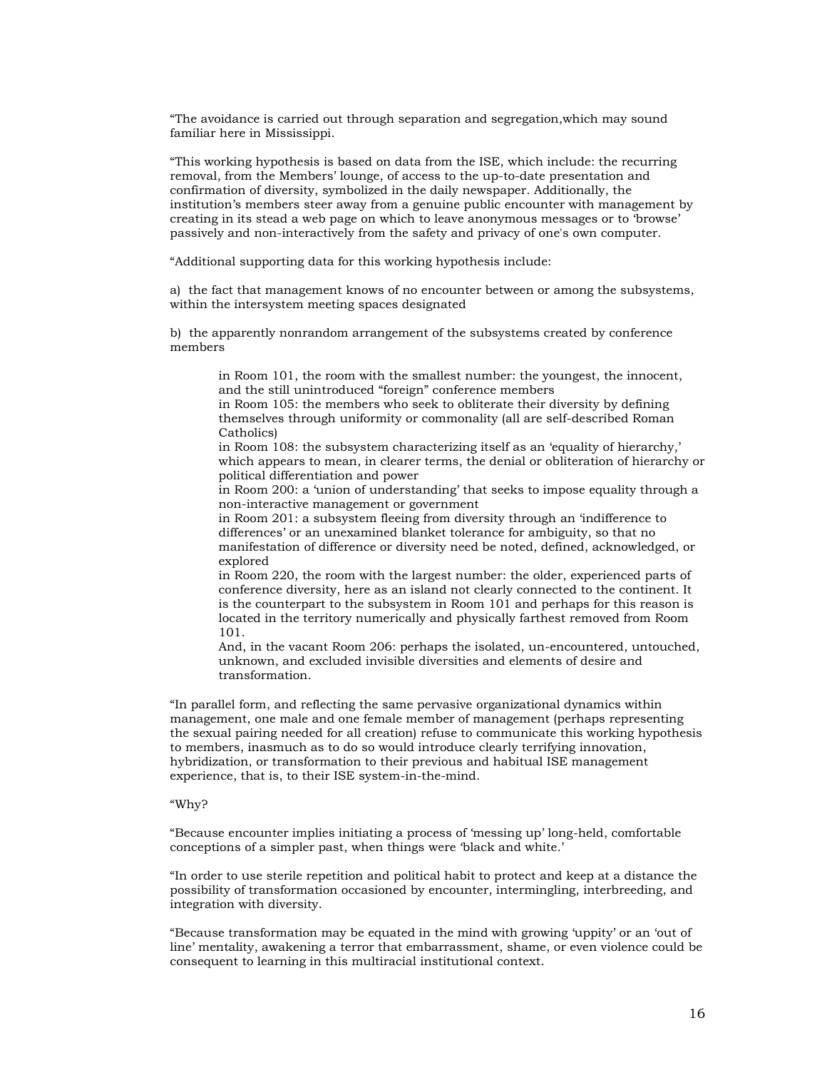"The avoidance is carried out through separation and segregation,which may sound familiar here in Mississippi.

"This working hypothesis is based on data from the ISE, which include: the recurring removal, from the Members' lounge, of access to the up-to-date presentation and confirmation of diversity, symbolized in the daily newspaper. Additionally, the institution's members steer away from a genuine public encounter with management by creating in its stead a web page on which to leave anonymous messages or to 'browse' passively and non-interactively from the safety and privacy of one's own computer.

"Additional supporting data for this working hypothesis include:

a) the fact that management knows of no encounter between or among the subsystems, within the intersystem meeting spaces designated

b) the apparently nonrandom arrangement of the subsystems created by conference members

> in Room 101, the room with the smallest number: the youngest, the innocent, and the still unintroduced "foreign" conference members
> in Room 105: the members who seek to obliterate their diversity by defining themselves through uniformity or commonality (all are self-described Roman Catholics)
> in Room 108: the subsystem characterizing itself as an 'equality of hierarchy,' which appears to mean, in clearer terms, the denial or obliteration of hierarchy or political differentiation and power
> in Room 200: a 'union of understanding' that seeks to impose equality through a non-interactive management or government
> in Room 201: a subsystem fleeing from diversity through an 'indifference to differences' or an unexamined blanket tolerance for ambiguity, so that no manifestation of difference or diversity need be noted, defined, acknowledged, or explored
> in Room 220, the room with the largest number: the older, experienced parts of conference diversity, here as an island not clearly connected to the continent. It is the counterpart to the subsystem in Room 101 and perhaps for this reason is located in the territory numerically and physically farthest removed from Room 101.
> And, in the vacant Room 206: perhaps the isolated, un-encountered, untouched, unknown, and excluded invisible diversities and elements of desire and transformation.

"In parallel form, and reflecting the same pervasive organizational dynamics within management, one male and one female member of management (perhaps representing the sexual pairing needed for all creation) refuse to communicate this working hypothesis to members, inasmuch as to do so would introduce clearly terrifying innovation, hybridization, or transformation to their previous and habitual ISE management experience, that is, to their ISE system-in-the-mind.

"Why?

"Because encounter implies initiating a process of 'messing up' long-held, comfortable conceptions of a simpler past, when things were 'black and white.'

"In order to use sterile repetition and political habit to protect and keep at a distance the possibility of transformation occasioned by encounter, intermingling, interbreeding, and integration with diversity.

"Because transformation may be equated in the mind with growing 'uppity' or an 'out of line' mentality, awakening a terror that embarrassment, shame, or even violence could be consequent to learning in this multiracial institutional context.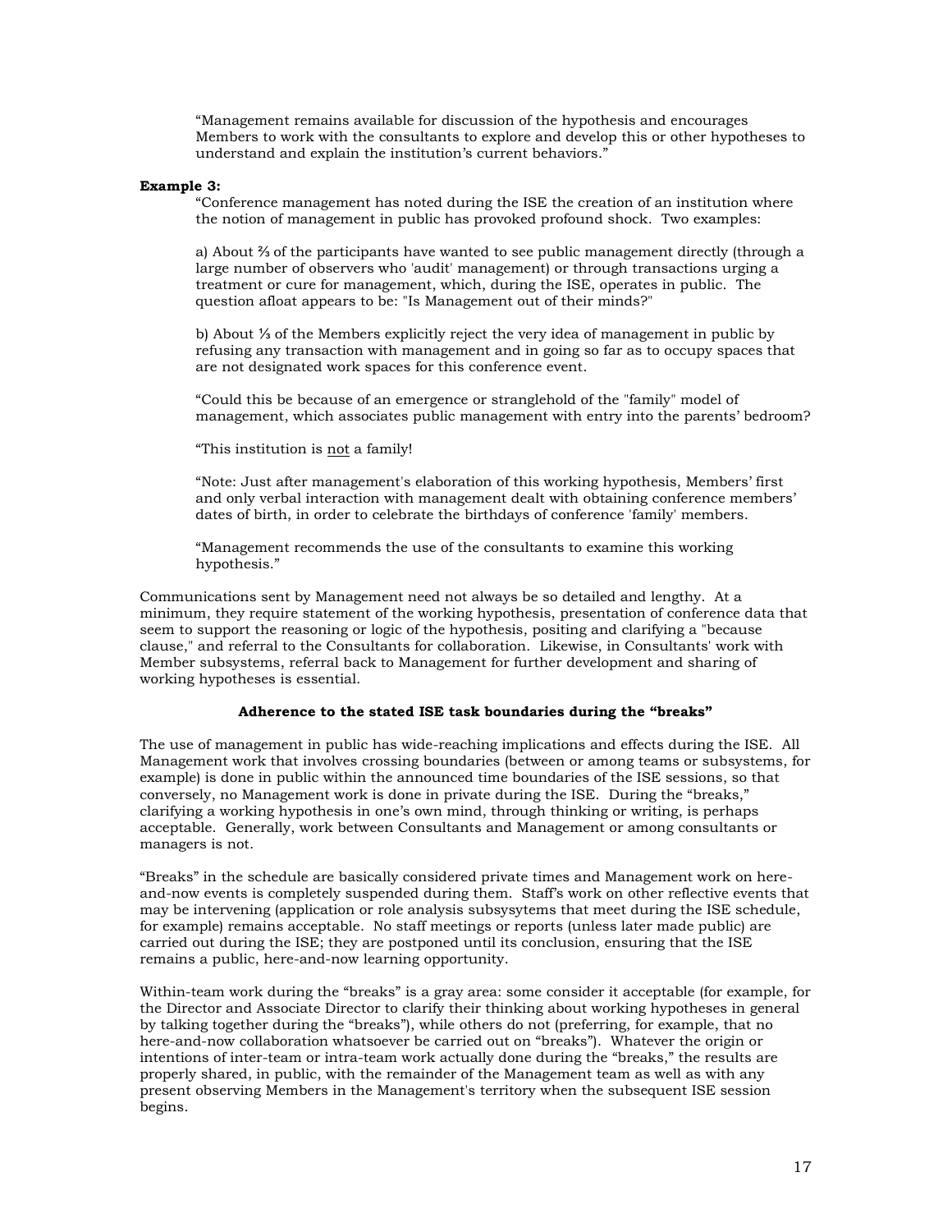"Management remains available for discussion of the hypothesis and encourages Members to work with the consultants to explore and develop this or other hypotheses to understand and explain the institution's current behaviors."

**Example 3:**

"Conference management has noted during the ISE the creation of an institution where the notion of management in public has provoked profound shock. Two examples:

a) About ⅔ of the participants have wanted to see public management directly (through a large number of observers who 'audit' management) or through transactions urging a treatment or cure for management, which, during the ISE, operates in public. The question afloat appears to be: "Is Management out of their minds?"

b) About ⅓ of the Members explicitly reject the very idea of management in public by refusing any transaction with management and in going so far as to occupy spaces that are not designated work spaces for this conference event.

"Could this be because of an emergence or stranglehold of the "family" model of management, which associates public management with entry into the parents' bedroom?

"This institution is <u>not</u> a family!

"Note: Just after management's elaboration of this working hypothesis, Members' first and only verbal interaction with management dealt with obtaining conference members' dates of birth, in order to celebrate the birthdays of conference 'family' members.

"Management recommends the use of the consultants to examine this working hypothesis."

Communications sent by Management need not always be so detailed and lengthy. At a minimum, they require statement of the working hypothesis, presentation of conference data that seem to support the reasoning or logic of the hypothesis, positing and clarifying a "because clause," and referral to the Consultants for collaboration. Likewise, in Consultants' work with Member subsystems, referral back to Management for further development and sharing of working hypotheses is essential.

### Adherence to the stated ISE task boundaries during the "breaks"

The use of management in public has wide-reaching implications and effects during the ISE. All Management work that involves crossing boundaries (between or among teams or subsystems, for example) is done in public within the announced time boundaries of the ISE sessions, so that conversely, no Management work is done in private during the ISE. During the "breaks," clarifying a working hypothesis in one's own mind, through thinking or writing, is perhaps acceptable. Generally, work between Consultants and Management or among consultants or managers is not.

"Breaks" in the schedule are basically considered private times and Management work on here-and-now events is completely suspended during them. Staff's work on other reflective events that may be intervening (application or role analysis subsysytems that meet during the ISE schedule, for example) remains acceptable. No staff meetings or reports (unless later made public) are carried out during the ISE; they are postponed until its conclusion, ensuring that the ISE remains a public, here-and-now learning opportunity.

Within-team work during the "breaks" is a gray area: some consider it acceptable (for example, for the Director and Associate Director to clarify their thinking about working hypotheses in general by talking together during the "breaks"), while others do not (preferring, for example, that no here-and-now collaboration whatsoever be carried out on "breaks"). Whatever the origin or intentions of inter-team or intra-team work actually done during the "breaks," the results are properly shared, in public, with the remainder of the Management team as well as with any present observing Members in the Management's territory when the subsequent ISE session begins.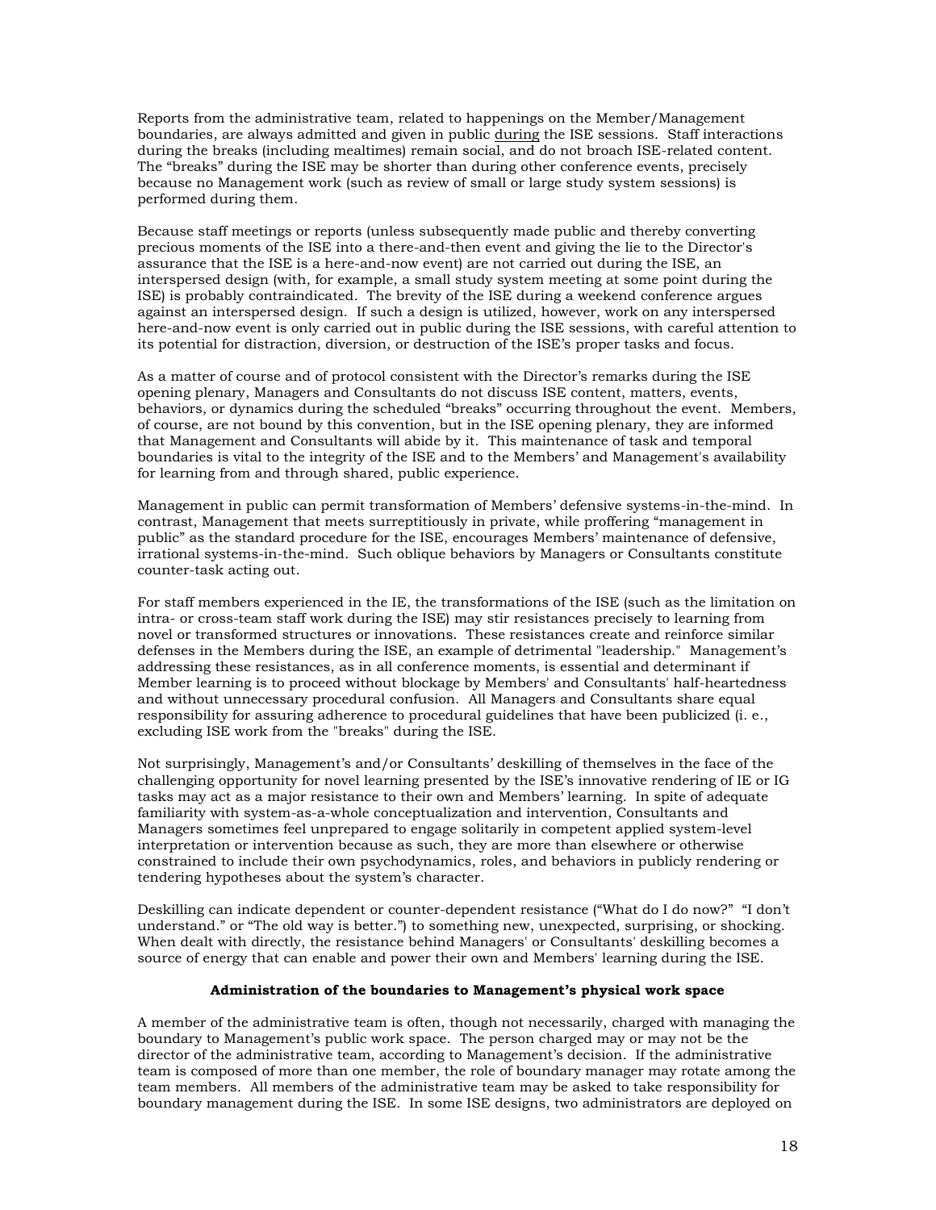Reports from the administrative team, related to happenings on the Member/Management boundaries, are always admitted and given in public <u>during</u> the ISE sessions. Staff interactions during the breaks (including mealtimes) remain social, and do not broach ISE-related content. The "breaks" during the ISE may be shorter than during other conference events, precisely because no Management work (such as review of small or large study system sessions) is performed during them.

Because staff meetings or reports (unless subsequently made public and thereby converting precious moments of the ISE into a there-and-then event and giving the lie to the Director's assurance that the ISE is a here-and-now event) are not carried out during the ISE, an interspersed design (with, for example, a small study system meeting at some point during the ISE) is probably contraindicated. The brevity of the ISE during a weekend conference argues against an interspersed design. If such a design is utilized, however, work on any interspersed here-and-now event is only carried out in public during the ISE sessions, with careful attention to its potential for distraction, diversion, or destruction of the ISE's proper tasks and focus.

As a matter of course and of protocol consistent with the Director's remarks during the ISE opening plenary, Managers and Consultants do not discuss ISE content, matters, events, behaviors, or dynamics during the scheduled "breaks" occurring throughout the event. Members, of course, are not bound by this convention, but in the ISE opening plenary, they are informed that Management and Consultants will abide by it. This maintenance of task and temporal boundaries is vital to the integrity of the ISE and to the Members' and Management's availability for learning from and through shared, public experience.

Management in public can permit transformation of Members' defensive systems-in-the-mind. In contrast, Management that meets surreptitiously in private, while proffering "management in public" as the standard procedure for the ISE, encourages Members' maintenance of defensive, irrational systems-in-the-mind. Such oblique behaviors by Managers or Consultants constitute counter-task acting out.

For staff members experienced in the IE, the transformations of the ISE (such as the limitation on intra- or cross-team staff work during the ISE) may stir resistances precisely to learning from novel or transformed structures or innovations. These resistances create and reinforce similar defenses in the Members during the ISE, an example of detrimental "leadership." Management's addressing these resistances, as in all conference moments, is essential and determinant if Member learning is to proceed without blockage by Members' and Consultants' half-heartedness and without unnecessary procedural confusion. All Managers and Consultants share equal responsibility for assuring adherence to procedural guidelines that have been publicized (i. e., excluding ISE work from the "breaks" during the ISE.

Not surprisingly, Management's and/or Consultants' deskilling of themselves in the face of the challenging opportunity for novel learning presented by the ISE's innovative rendering of IE or IG tasks may act as a major resistance to their own and Members' learning. In spite of adequate familiarity with system-as-a-whole conceptualization and intervention, Consultants and Managers sometimes feel unprepared to engage solitarily in competent applied system-level interpretation or intervention because as such, they are more than elsewhere or otherwise constrained to include their own psychodynamics, roles, and behaviors in publicly rendering or tendering hypotheses about the system's character.

Deskilling can indicate dependent or counter-dependent resistance ("What do I do now?" "I don't understand." or "The old way is better.") to something new, unexpected, surprising, or shocking. When dealt with directly, the resistance behind Managers' or Consultants' deskilling becomes a source of energy that can enable and power their own and Members' learning during the ISE.

**Administration of the boundaries to Management's physical work space**

A member of the administrative team is often, though not necessarily, charged with managing the boundary to Management's public work space. The person charged may or may not be the director of the administrative team, according to Management's decision. If the administrative team is composed of more than one member, the role of boundary manager may rotate among the team members. All members of the administrative team may be asked to take responsibility for boundary management during the ISE. In some ISE designs, two administrators are deployed on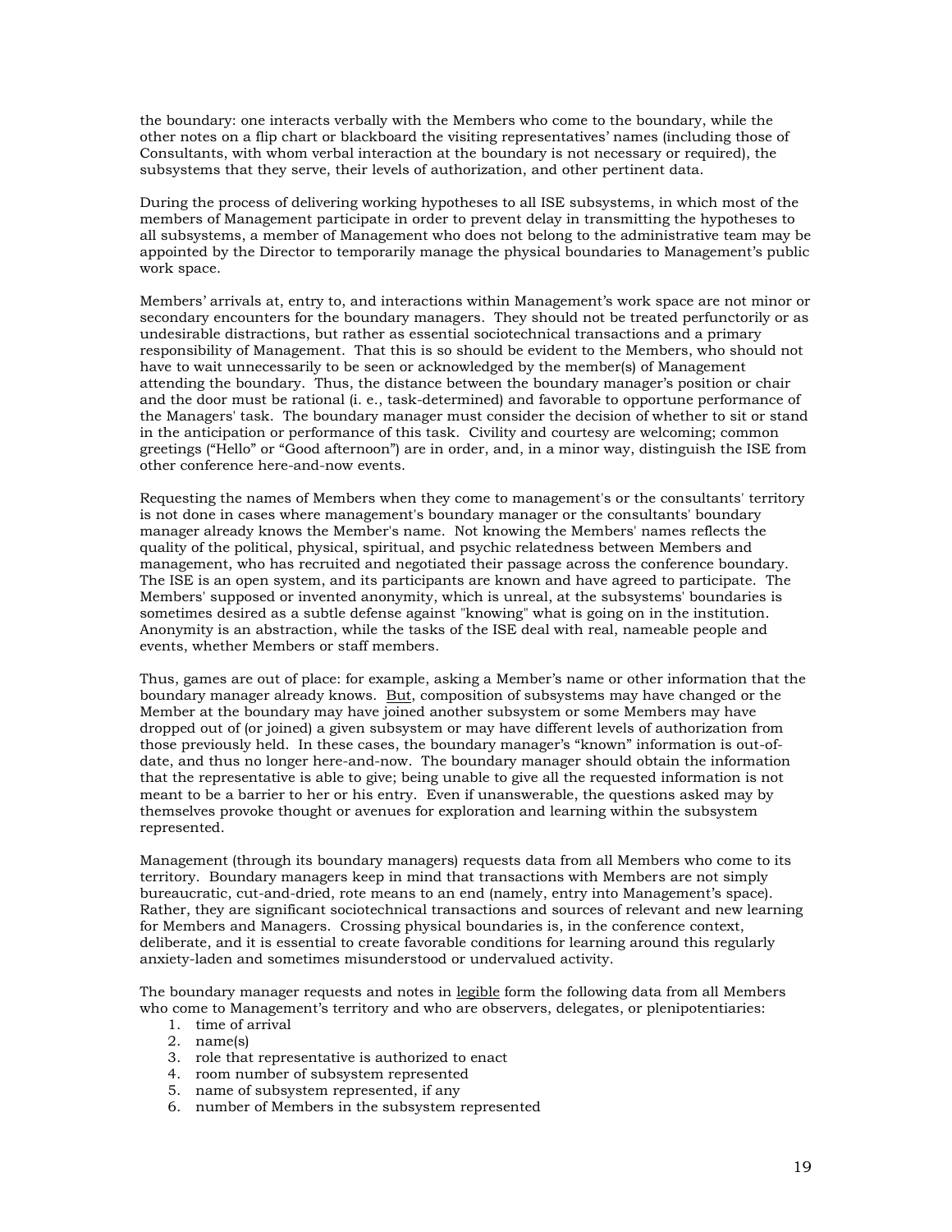the boundary: one interacts verbally with the Members who come to the boundary, while the other notes on a flip chart or blackboard the visiting representatives' names (including those of Consultants, with whom verbal interaction at the boundary is not necessary or required), the subsystems that they serve, their levels of authorization, and other pertinent data.

During the process of delivering working hypotheses to all ISE subsystems, in which most of the members of Management participate in order to prevent delay in transmitting the hypotheses to all subsystems, a member of Management who does not belong to the administrative team may be appointed by the Director to temporarily manage the physical boundaries to Management's public work space.

Members' arrivals at, entry to, and interactions within Management's work space are not minor or secondary encounters for the boundary managers. They should not be treated perfunctorily or as undesirable distractions, but rather as essential sociotechnical transactions and a primary responsibility of Management. That this is so should be evident to the Members, who should not have to wait unnecessarily to be seen or acknowledged by the member(s) of Management attending the boundary. Thus, the distance between the boundary manager's position or chair and the door must be rational (i. e., task-determined) and favorable to opportune performance of the Managers' task. The boundary manager must consider the decision of whether to sit or stand in the anticipation or performance of this task. Civility and courtesy are welcoming; common greetings ("Hello" or "Good afternoon") are in order, and, in a minor way, distinguish the ISE from other conference here-and-now events.

Requesting the names of Members when they come to management's or the consultants' territory is not done in cases where management's boundary manager or the consultants' boundary manager already knows the Member's name. Not knowing the Members' names reflects the quality of the political, physical, spiritual, and psychic relatedness between Members and management, who has recruited and negotiated their passage across the conference boundary. The ISE is an open system, and its participants are known and have agreed to participate. The Members' supposed or invented anonymity, which is unreal, at the subsystems' boundaries is sometimes desired as a subtle defense against "knowing" what is going on in the institution. Anonymity is an abstraction, while the tasks of the ISE deal with real, nameable people and events, whether Members or staff members.

Thus, games are out of place: for example, asking a Member's name or other information that the boundary manager already knows. <u>But</u>, composition of subsystems may have changed or the Member at the boundary may have joined another subsystem or some Members may have dropped out of (or joined) a given subsystem or may have different levels of authorization from those previously held. In these cases, the boundary manager's "known" information is out-of-date, and thus no longer here-and-now. The boundary manager should obtain the information that the representative is able to give; being unable to give all the requested information is not meant to be a barrier to her or his entry. Even if unanswerable, the questions asked may by themselves provoke thought or avenues for exploration and learning within the subsystem represented.

Management (through its boundary managers) requests data from all Members who come to its territory. Boundary managers keep in mind that transactions with Members are not simply bureaucratic, cut-and-dried, rote means to an end (namely, entry into Management's space). Rather, they are significant sociotechnical transactions and sources of relevant and new learning for Members and Managers. Crossing physical boundaries is, in the conference context, deliberate, and it is essential to create favorable conditions for learning around this regularly anxiety-laden and sometimes misunderstood or undervalued activity.

The boundary manager requests and notes in <u>legible</u> form the following data from all Members who come to Management's territory and who are observers, delegates, or plenipotentiaries:

1. time of arrival
2. name(s)
3. role that representative is authorized to enact
4. room number of subsystem represented
5. name of subsystem represented, if any
6. number of Members in the subsystem represented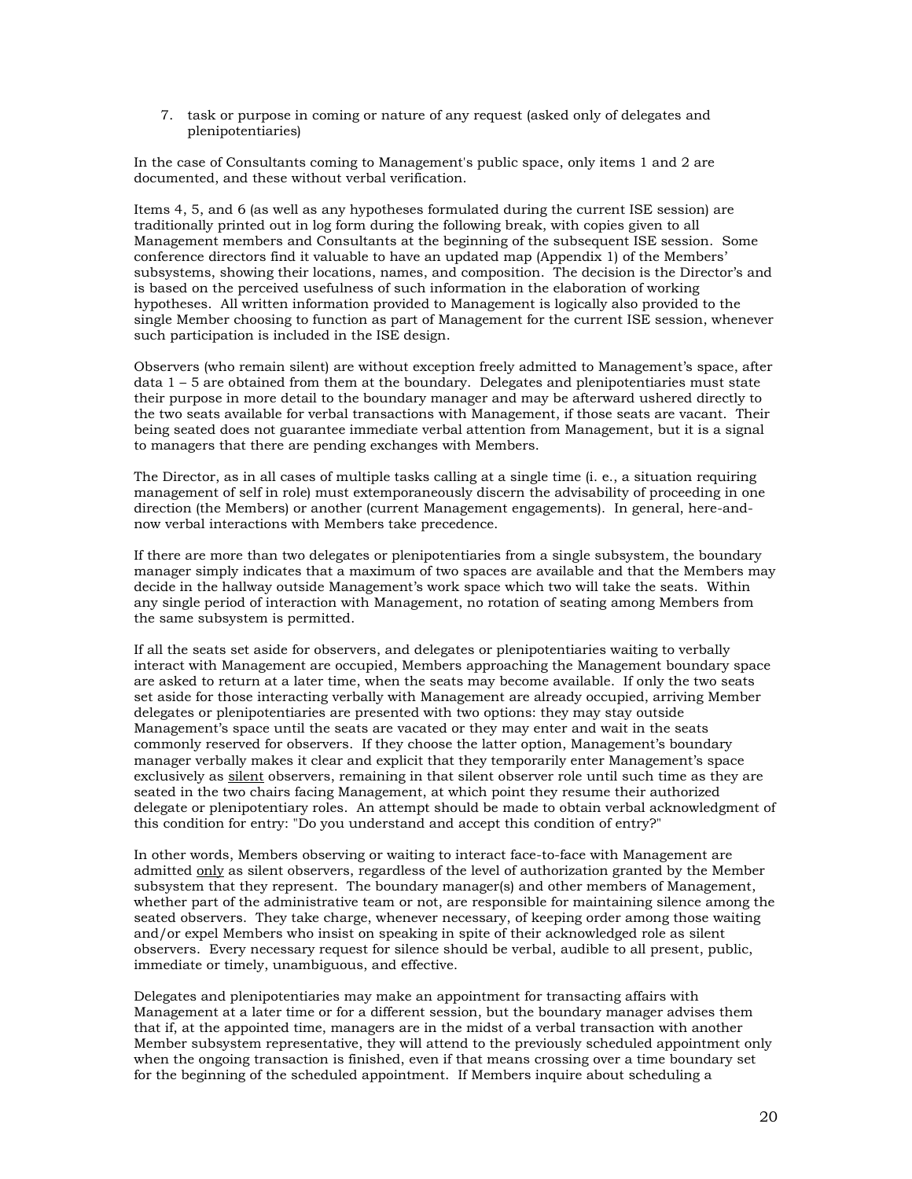7. task or purpose in coming or nature of any request (asked only of delegates and plenipotentiaries)

In the case of Consultants coming to Management's public space, only items 1 and 2 are documented, and these without verbal verification.

Items 4, 5, and 6 (as well as any hypotheses formulated during the current ISE session) are traditionally printed out in log form during the following break, with copies given to all Management members and Consultants at the beginning of the subsequent ISE session. Some conference directors find it valuable to have an updated map (Appendix 1) of the Members' subsystems, showing their locations, names, and composition. The decision is the Director's and is based on the perceived usefulness of such information in the elaboration of working hypotheses. All written information provided to Management is logically also provided to the single Member choosing to function as part of Management for the current ISE session, whenever such participation is included in the ISE design.

Observers (who remain silent) are without exception freely admitted to Management's space, after data 1 – 5 are obtained from them at the boundary. Delegates and plenipotentiaries must state their purpose in more detail to the boundary manager and may be afterward ushered directly to the two seats available for verbal transactions with Management, if those seats are vacant. Their being seated does not guarantee immediate verbal attention from Management, but it is a signal to managers that there are pending exchanges with Members.

The Director, as in all cases of multiple tasks calling at a single time (i. e., a situation requiring management of self in role) must extemporaneously discern the advisability of proceeding in one direction (the Members) or another (current Management engagements). In general, here-and-now verbal interactions with Members take precedence.

If there are more than two delegates or plenipotentiaries from a single subsystem, the boundary manager simply indicates that a maximum of two spaces are available and that the Members may decide in the hallway outside Management's work space which two will take the seats. Within any single period of interaction with Management, no rotation of seating among Members from the same subsystem is permitted.

If all the seats set aside for observers, and delegates or plenipotentiaries waiting to verbally interact with Management are occupied, Members approaching the Management boundary space are asked to return at a later time, when the seats may become available. If only the two seats set aside for those interacting verbally with Management are already occupied, arriving Member delegates or plenipotentiaries are presented with two options: they may stay outside Management's space until the seats are vacated or they may enter and wait in the seats commonly reserved for observers. If they choose the latter option, Management's boundary manager verbally makes it clear and explicit that they temporarily enter Management's space exclusively as silent observers, remaining in that silent observer role until such time as they are seated in the two chairs facing Management, at which point they resume their authorized delegate or plenipotentiary roles. An attempt should be made to obtain verbal acknowledgment of this condition for entry: "Do you understand and accept this condition of entry?"

In other words, Members observing or waiting to interact face-to-face with Management are admitted only as silent observers, regardless of the level of authorization granted by the Member subsystem that they represent. The boundary manager(s) and other members of Management, whether part of the administrative team or not, are responsible for maintaining silence among the seated observers. They take charge, whenever necessary, of keeping order among those waiting and/or expel Members who insist on speaking in spite of their acknowledged role as silent observers. Every necessary request for silence should be verbal, audible to all present, public, immediate or timely, unambiguous, and effective.

Delegates and plenipotentiaries may make an appointment for transacting affairs with Management at a later time or for a different session, but the boundary manager advises them that if, at the appointed time, managers are in the midst of a verbal transaction with another Member subsystem representative, they will attend to the previously scheduled appointment only when the ongoing transaction is finished, even if that means crossing over a time boundary set for the beginning of the scheduled appointment. If Members inquire about scheduling a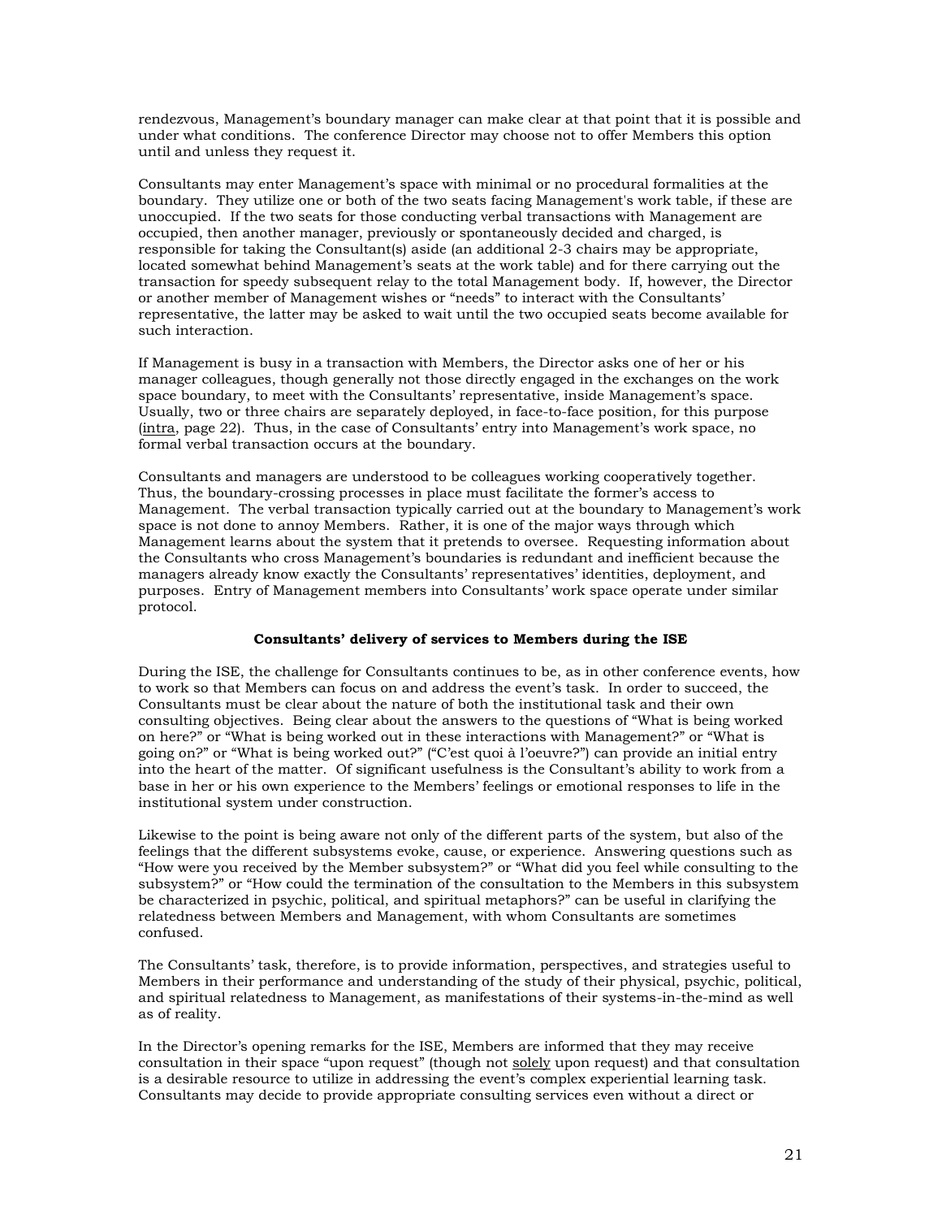rendezvous, Management's boundary manager can make clear at that point that it is possible and under what conditions. The conference Director may choose not to offer Members this option until and unless they request it.

Consultants may enter Management's space with minimal or no procedural formalities at the boundary. They utilize one or both of the two seats facing Management's work table, if these are unoccupied. If the two seats for those conducting verbal transactions with Management are occupied, then another manager, previously or spontaneously decided and charged, is responsible for taking the Consultant(s) aside (an additional 2-3 chairs may be appropriate, located somewhat behind Management's seats at the work table) and for there carrying out the transaction for speedy subsequent relay to the total Management body. If, however, the Director or another member of Management wishes or "needs" to interact with the Consultants' representative, the latter may be asked to wait until the two occupied seats become available for such interaction.

If Management is busy in a transaction with Members, the Director asks one of her or his manager colleagues, though generally not those directly engaged in the exchanges on the work space boundary, to meet with the Consultants' representative, inside Management's space. Usually, two or three chairs are separately deployed, in face-to-face position, for this purpose (intra, page 22). Thus, in the case of Consultants' entry into Management's work space, no formal verbal transaction occurs at the boundary.

Consultants and managers are understood to be colleagues working cooperatively together. Thus, the boundary-crossing processes in place must facilitate the former's access to Management. The verbal transaction typically carried out at the boundary to Management's work space is not done to annoy Members. Rather, it is one of the major ways through which Management learns about the system that it pretends to oversee. Requesting information about the Consultants who cross Management's boundaries is redundant and inefficient because the managers already know exactly the Consultants' representatives' identities, deployment, and purposes. Entry of Management members into Consultants' work space operate under similar protocol.

**Consultants' delivery of services to Members during the ISE**

During the ISE, the challenge for Consultants continues to be, as in other conference events, how to work so that Members can focus on and address the event's task. In order to succeed, the Consultants must be clear about the nature of both the institutional task and their own consulting objectives. Being clear about the answers to the questions of "What is being worked on here?" or "What is being worked out in these interactions with Management?" or "What is going on?" or "What is being worked out?" ("C'est quoi à l'oeuvre?") can provide an initial entry into the heart of the matter. Of significant usefulness is the Consultant's ability to work from a base in her or his own experience to the Members' feelings or emotional responses to life in the institutional system under construction.

Likewise to the point is being aware not only of the different parts of the system, but also of the feelings that the different subsystems evoke, cause, or experience. Answering questions such as "How were you received by the Member subsystem?" or "What did you feel while consulting to the subsystem?" or "How could the termination of the consultation to the Members in this subsystem be characterized in psychic, political, and spiritual metaphors?" can be useful in clarifying the relatedness between Members and Management, with whom Consultants are sometimes confused.

The Consultants' task, therefore, is to provide information, perspectives, and strategies useful to Members in their performance and understanding of the study of their physical, psychic, political, and spiritual relatedness to Management, as manifestations of their systems-in-the-mind as well as of reality.

In the Director's opening remarks for the ISE, Members are informed that they may receive consultation in their space "upon request" (though not solely upon request) and that consultation is a desirable resource to utilize in addressing the event's complex experiential learning task. Consultants may decide to provide appropriate consulting services even without a direct or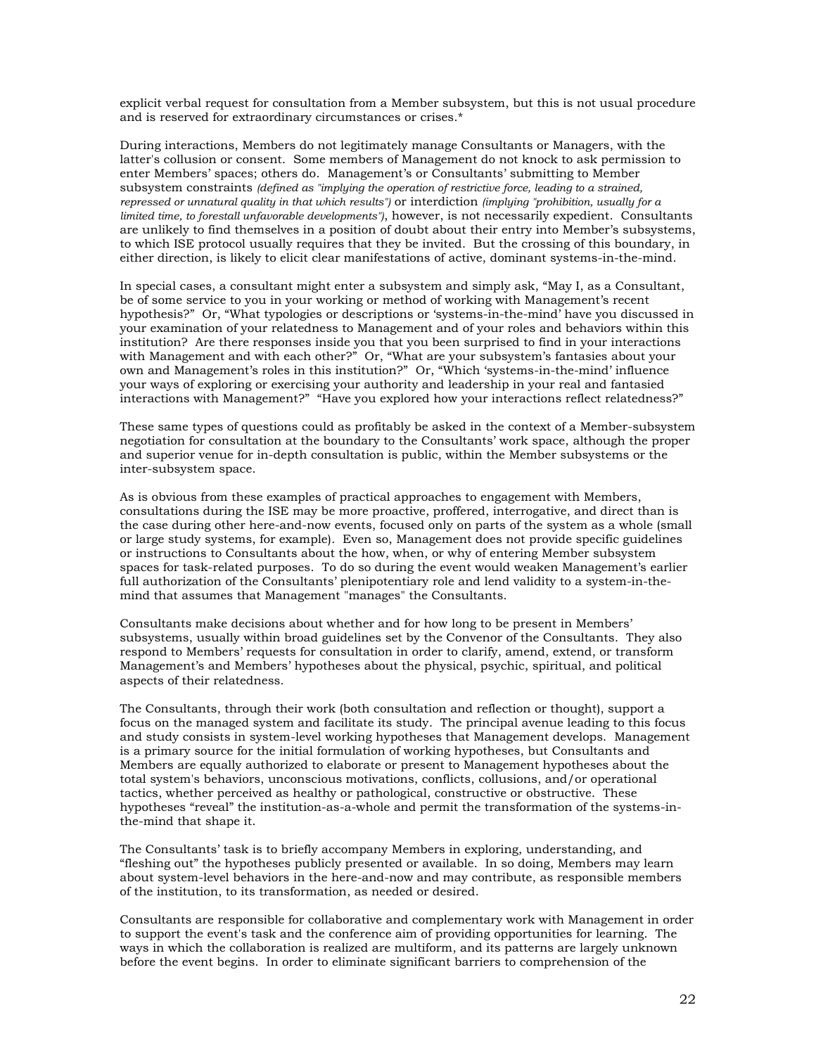explicit verbal request for consultation from a Member subsystem, but this is not usual procedure and is reserved for extraordinary circumstances or crises.*

During interactions, Members do not legitimately manage Consultants or Managers, with the latter's collusion or consent. Some members of Management do not knock to ask permission to enter Members' spaces; others do. Management's or Consultants' submitting to Member subsystem constraints *(defined as "implying the operation of restrictive force, leading to a strained, repressed or unnatural quality in that which results")* or interdiction *(implying "prohibition, usually for a limited time, to forestall unfavorable developments")*, however, is not necessarily expedient. Consultants are unlikely to find themselves in a position of doubt about their entry into Member's subsystems, to which ISE protocol usually requires that they be invited. But the crossing of this boundary, in either direction, is likely to elicit clear manifestations of active, dominant systems-in-the-mind.

In special cases, a consultant might enter a subsystem and simply ask, "May I, as a Consultant, be of some service to you in your working or method of working with Management's recent hypothesis?" Or, "What typologies or descriptions or 'systems-in-the-mind' have you discussed in your examination of your relatedness to Management and of your roles and behaviors within this institution? Are there responses inside you that you been surprised to find in your interactions with Management and with each other?" Or, "What are your subsystem's fantasies about your own and Management's roles in this institution?" Or, "Which 'systems-in-the-mind' influence your ways of exploring or exercising your authority and leadership in your real and fantasied interactions with Management?" "Have you explored how your interactions reflect relatedness?"

These same types of questions could as profitably be asked in the context of a Member-subsystem negotiation for consultation at the boundary to the Consultants' work space, although the proper and superior venue for in-depth consultation is public, within the Member subsystems or the inter-subsystem space.

As is obvious from these examples of practical approaches to engagement with Members, consultations during the ISE may be more proactive, proffered, interrogative, and direct than is the case during other here-and-now events, focused only on parts of the system as a whole (small or large study systems, for example). Even so, Management does not provide specific guidelines or instructions to Consultants about the how, when, or why of entering Member subsystem spaces for task-related purposes. To do so during the event would weaken Management's earlier full authorization of the Consultants' plenipotentiary role and lend validity to a system-in-the-mind that assumes that Management "manages" the Consultants.

Consultants make decisions about whether and for how long to be present in Members' subsystems, usually within broad guidelines set by the Convenor of the Consultants. They also respond to Members' requests for consultation in order to clarify, amend, extend, or transform Management's and Members' hypotheses about the physical, psychic, spiritual, and political aspects of their relatedness.

The Consultants, through their work (both consultation and reflection or thought), support a focus on the managed system and facilitate its study. The principal avenue leading to this focus and study consists in system-level working hypotheses that Management develops. Management is a primary source for the initial formulation of working hypotheses, but Consultants and Members are equally authorized to elaborate or present to Management hypotheses about the total system's behaviors, unconscious motivations, conflicts, collusions, and/or operational tactics, whether perceived as healthy or pathological, constructive or obstructive. These hypotheses "reveal" the institution-as-a-whole and permit the transformation of the systems-in-the-mind that shape it.

The Consultants' task is to briefly accompany Members in exploring, understanding, and "fleshing out" the hypotheses publicly presented or available. In so doing, Members may learn about system-level behaviors in the here-and-now and may contribute, as responsible members of the institution, to its transformation, as needed or desired.

Consultants are responsible for collaborative and complementary work with Management in order to support the event's task and the conference aim of providing opportunities for learning. The ways in which the collaboration is realized are multiform, and its patterns are largely unknown before the event begins. In order to eliminate significant barriers to comprehension of the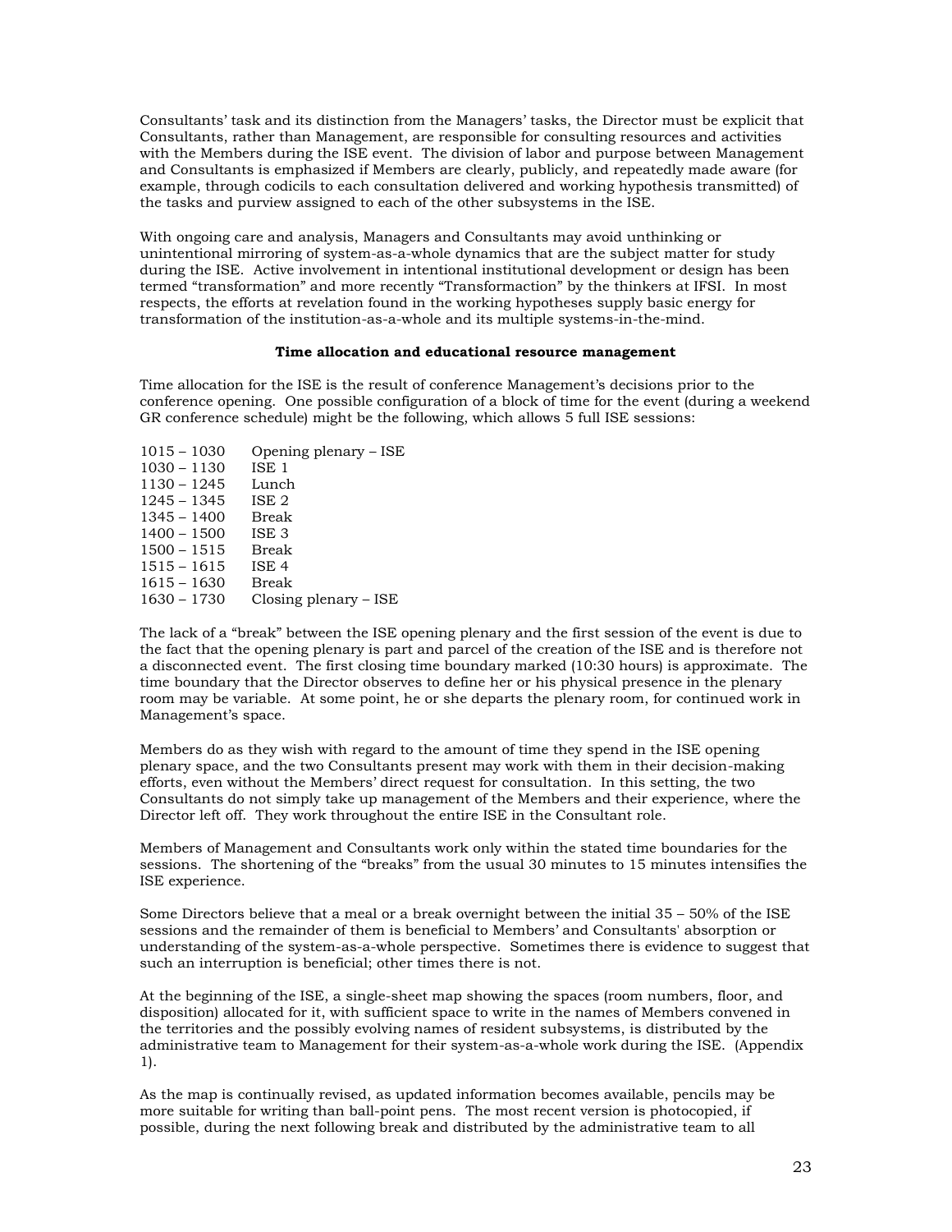Consultants' task and its distinction from the Managers' tasks, the Director must be explicit that Consultants, rather than Management, are responsible for consulting resources and activities with the Members during the ISE event. The division of labor and purpose between Management and Consultants is emphasized if Members are clearly, publicly, and repeatedly made aware (for example, through codicils to each consultation delivered and working hypothesis transmitted) of the tasks and purview assigned to each of the other subsystems in the ISE.

With ongoing care and analysis, Managers and Consultants may avoid unthinking or unintentional mirroring of system-as-a-whole dynamics that are the subject matter for study during the ISE. Active involvement in intentional institutional development or design has been termed "transformation" and more recently "Transformaction" by the thinkers at IFSI. In most respects, the efforts at revelation found in the working hypotheses supply basic energy for transformation of the institution-as-a-whole and its multiple systems-in-the-mind.

**Time allocation and educational resource management**

Time allocation for the ISE is the result of conference Management's decisions prior to the conference opening. One possible configuration of a block of time for the event (during a weekend GR conference schedule) might be the following, which allows 5 full ISE sessions:

| | |
|---|---|
| 1015 – 1030 | Opening plenary – ISE |
| 1030 – 1130 | ISE 1 |
| 1130 – 1245 | Lunch |
| 1245 – 1345 | ISE 2 |
| 1345 – 1400 | Break |
| 1400 – 1500 | ISE 3 |
| 1500 – 1515 | Break |
| 1515 – 1615 | ISE 4 |
| 1615 – 1630 | Break |
| 1630 – 1730 | Closing plenary – ISE |

The lack of a "break" between the ISE opening plenary and the first session of the event is due to the fact that the opening plenary is part and parcel of the creation of the ISE and is therefore not a disconnected event. The first closing time boundary marked (10:30 hours) is approximate. The time boundary that the Director observes to define her or his physical presence in the plenary room may be variable. At some point, he or she departs the plenary room, for continued work in Management's space.

Members do as they wish with regard to the amount of time they spend in the ISE opening plenary space, and the two Consultants present may work with them in their decision-making efforts, even without the Members' direct request for consultation. In this setting, the two Consultants do not simply take up management of the Members and their experience, where the Director left off. They work throughout the entire ISE in the Consultant role.

Members of Management and Consultants work only within the stated time boundaries for the sessions. The shortening of the "breaks" from the usual 30 minutes to 15 minutes intensifies the ISE experience.

Some Directors believe that a meal or a break overnight between the initial 35 – 50% of the ISE sessions and the remainder of them is beneficial to Members' and Consultants' absorption or understanding of the system-as-a-whole perspective. Sometimes there is evidence to suggest that such an interruption is beneficial; other times there is not.

At the beginning of the ISE, a single-sheet map showing the spaces (room numbers, floor, and disposition) allocated for it, with sufficient space to write in the names of Members convened in the territories and the possibly evolving names of resident subsystems, is distributed by the administrative team to Management for their system-as-a-whole work during the ISE. (Appendix 1).

As the map is continually revised, as updated information becomes available, pencils may be more suitable for writing than ball-point pens. The most recent version is photocopied, if possible, during the next following break and distributed by the administrative team to all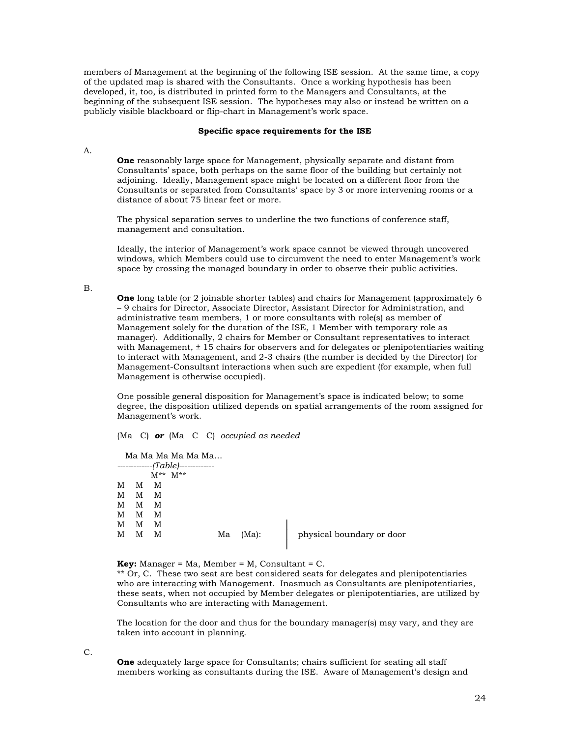members of Management at the beginning of the following ISE session. At the same time, a copy of the updated map is shared with the Consultants. Once a working hypothesis has been developed, it, too, is distributed in printed form to the Managers and Consultants, at the beginning of the subsequent ISE session. The hypotheses may also or instead be written on a publicly visible blackboard or flip-chart in Management's work space.

**Specific space requirements for the ISE**

A.

**One** reasonably large space for Management, physically separate and distant from Consultants' space, both perhaps on the same floor of the building but certainly not adjoining. Ideally, Management space might be located on a different floor from the Consultants or separated from Consultants' space by 3 or more intervening rooms or a distance of about 75 linear feet or more.

The physical separation serves to underline the two functions of conference staff, management and consultation.

Ideally, the interior of Management's work space cannot be viewed through uncovered windows, which Members could use to circumvent the need to enter Management's work space by crossing the managed boundary in order to observe their public activities.

B.

**One** long table (or 2 joinable shorter tables) and chairs for Management (approximately 6 – 9 chairs for Director, Associate Director, Assistant Director for Administration, and administrative team members, 1 or more consultants with role(s) as member of Management solely for the duration of the ISE, 1 Member with temporary role as manager). Additionally, 2 chairs for Member or Consultant representatives to interact with Management, ± 15 chairs for observers and for delegates or plenipotentiaries waiting to interact with Management, and 2-3 chairs (the number is decided by the Director) for Management-Consultant interactions when such are expedient (for example, when full Management is otherwise occupied).

One possible general disposition for Management's space is indicated below; to some degree, the disposition utilized depends on spatial arrangements of the room assigned for Management's work.

(Ma C) ***or*** (Ma C C) *occupied as needed*

```
   Ma Ma Ma Ma Ma Ma…
-------------(Table)-------------
          M**  M**
M   M   M
M   M   M
M   M   M
M   M   M
M   M   M                           |
M   M   M           Ma    (Ma):     |   physical boundary or door
                                    |
```

**Key:** Manager = Ma, Member = M, Consultant = C.
** Or, C. These two seat are best considered seats for delegates and plenipotentiaries who are interacting with Management. Inasmuch as Consultants are plenipotentiaries, these seats, when not occupied by Member delegates or plenipotentiaries, are utilized by Consultants who are interacting with Management.

The location for the door and thus for the boundary manager(s) may vary, and they are taken into account in planning.

C.

**One** adequately large space for Consultants; chairs sufficient for seating all staff members working as consultants during the ISE. Aware of Management's design and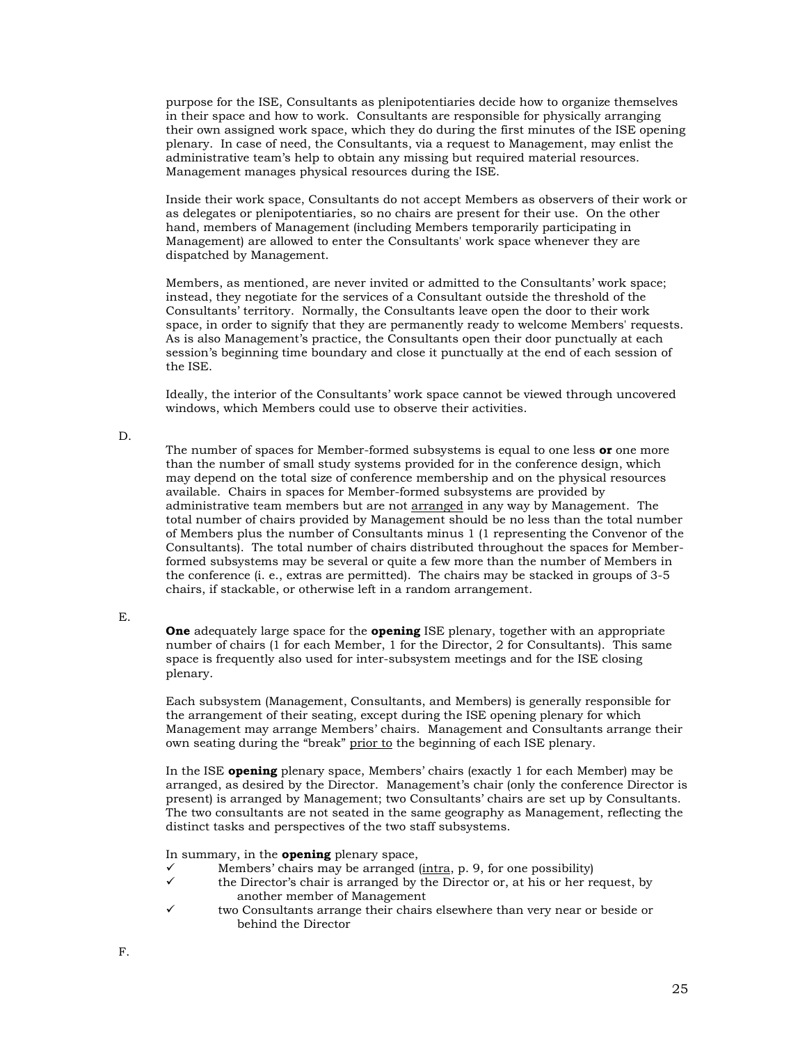purpose for the ISE, Consultants as plenipotentiaries decide how to organize themselves in their space and how to work. Consultants are responsible for physically arranging their own assigned work space, which they do during the first minutes of the ISE opening plenary. In case of need, the Consultants, via a request to Management, may enlist the administrative team's help to obtain any missing but required material resources. Management manages physical resources during the ISE.

Inside their work space, Consultants do not accept Members as observers of their work or as delegates or plenipotentiaries, so no chairs are present for their use. On the other hand, members of Management (including Members temporarily participating in Management) are allowed to enter the Consultants' work space whenever they are dispatched by Management.

Members, as mentioned, are never invited or admitted to the Consultants' work space; instead, they negotiate for the services of a Consultant outside the threshold of the Consultants' territory. Normally, the Consultants leave open the door to their work space, in order to signify that they are permanently ready to welcome Members' requests. As is also Management's practice, the Consultants open their door punctually at each session's beginning time boundary and close it punctually at the end of each session of the ISE.

Ideally, the interior of the Consultants' work space cannot be viewed through uncovered windows, which Members could use to observe their activities.

D.

The number of spaces for Member-formed subsystems is equal to one less **or** one more than the number of small study systems provided for in the conference design, which may depend on the total size of conference membership and on the physical resources available. Chairs in spaces for Member-formed subsystems are provided by administrative team members but are not arranged in any way by Management. The total number of chairs provided by Management should be no less than the total number of Members plus the number of Consultants minus 1 (1 representing the Convenor of the Consultants). The total number of chairs distributed throughout the spaces for Member-formed subsystems may be several or quite a few more than the number of Members in the conference (i. e., extras are permitted). The chairs may be stacked in groups of 3-5 chairs, if stackable, or otherwise left in a random arrangement.

E.

**One** adequately large space for the **opening** ISE plenary, together with an appropriate number of chairs (1 for each Member, 1 for the Director, 2 for Consultants). This same space is frequently also used for inter-subsystem meetings and for the ISE closing plenary.

Each subsystem (Management, Consultants, and Members) is generally responsible for the arrangement of their seating, except during the ISE opening plenary for which Management may arrange Members' chairs. Management and Consultants arrange their own seating during the "break" prior to the beginning of each ISE plenary.

In the ISE **opening** plenary space, Members' chairs (exactly 1 for each Member) may be arranged, as desired by the Director. Management's chair (only the conference Director is present) is arranged by Management; two Consultants' chairs are set up by Consultants. The two consultants are not seated in the same geography as Management, reflecting the distinct tasks and perspectives of the two staff subsystems.

In summary, in the **opening** plenary space,

- ✓ Members' chairs may be arranged (intra, p. 9, for one possibility)
- ✓ the Director's chair is arranged by the Director or, at his or her request, by another member of Management
- ✓ two Consultants arrange their chairs elsewhere than very near or beside or behind the Director

F.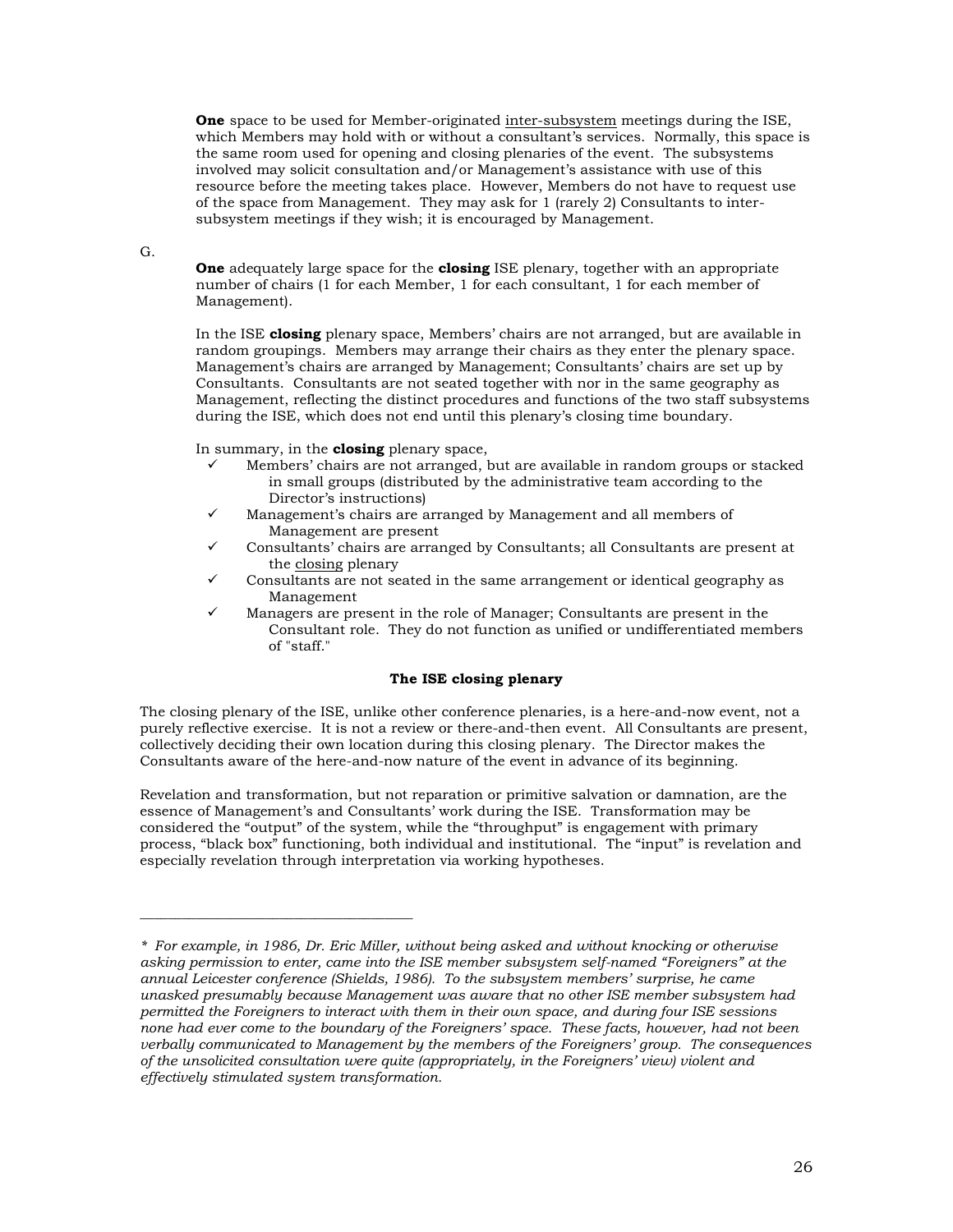**One** space to be used for Member-originated <u>inter-subsystem</u> meetings during the ISE, which Members may hold with or without a consultant's services. Normally, this space is the same room used for opening and closing plenaries of the event. The subsystems involved may solicit consultation and/or Management's assistance with use of this resource before the meeting takes place. However, Members do not have to request use of the space from Management. They may ask for 1 (rarely 2) Consultants to inter-subsystem meetings if they wish; it is encouraged by Management.

G.

**One** adequately large space for the **closing** ISE plenary, together with an appropriate number of chairs (1 for each Member, 1 for each consultant, 1 for each member of Management).

In the ISE **closing** plenary space, Members' chairs are not arranged, but are available in random groupings. Members may arrange their chairs as they enter the plenary space. Management's chairs are arranged by Management; Consultants' chairs are set up by Consultants. Consultants are not seated together with nor in the same geography as Management, reflecting the distinct procedures and functions of the two staff subsystems during the ISE, which does not end until this plenary's closing time boundary.

In summary, in the **closing** plenary space,

- ✓ Members' chairs are not arranged, but are available in random groups or stacked in small groups (distributed by the administrative team according to the Director's instructions)
- ✓ Management's chairs are arranged by Management and all members of Management are present
- ✓ Consultants' chairs are arranged by Consultants; all Consultants are present at the <u>closing</u> plenary
- ✓ Consultants are not seated in the same arrangement or identical geography as Management
- ✓ Managers are present in the role of Manager; Consultants are present in the Consultant role. They do not function as unified or undifferentiated members of "staff."

### The ISE closing plenary

The closing plenary of the ISE, unlike other conference plenaries, is a here-and-now event, not a purely reflective exercise. It is not a review or there-and-then event. All Consultants are present, collectively deciding their own location during this closing plenary. The Director makes the Consultants aware of the here-and-now nature of the event in advance of its beginning.

Revelation and transformation, but not reparation or primitive salvation or damnation, are the essence of Management's and Consultants' work during the ISE. Transformation may be considered the "output" of the system, while the "throughput" is engagement with primary process, "black box" functioning, both individual and institutional. The "input" is revelation and especially revelation through interpretation via working hypotheses.

---

*\* For example, in 1986, Dr. Eric Miller, without being asked and without knocking or otherwise asking permission to enter, came into the ISE member subsystem self-named "Foreigners" at the annual Leicester conference (Shields, 1986). To the subsystem members' surprise, he came unasked presumably because Management was aware that no other ISE member subsystem had permitted the Foreigners to interact with them in their own space, and during four ISE sessions none had ever come to the boundary of the Foreigners' space. These facts, however, had not been verbally communicated to Management by the members of the Foreigners' group. The consequences of the unsolicited consultation were quite (appropriately, in the Foreigners' view) violent and effectively stimulated system transformation.*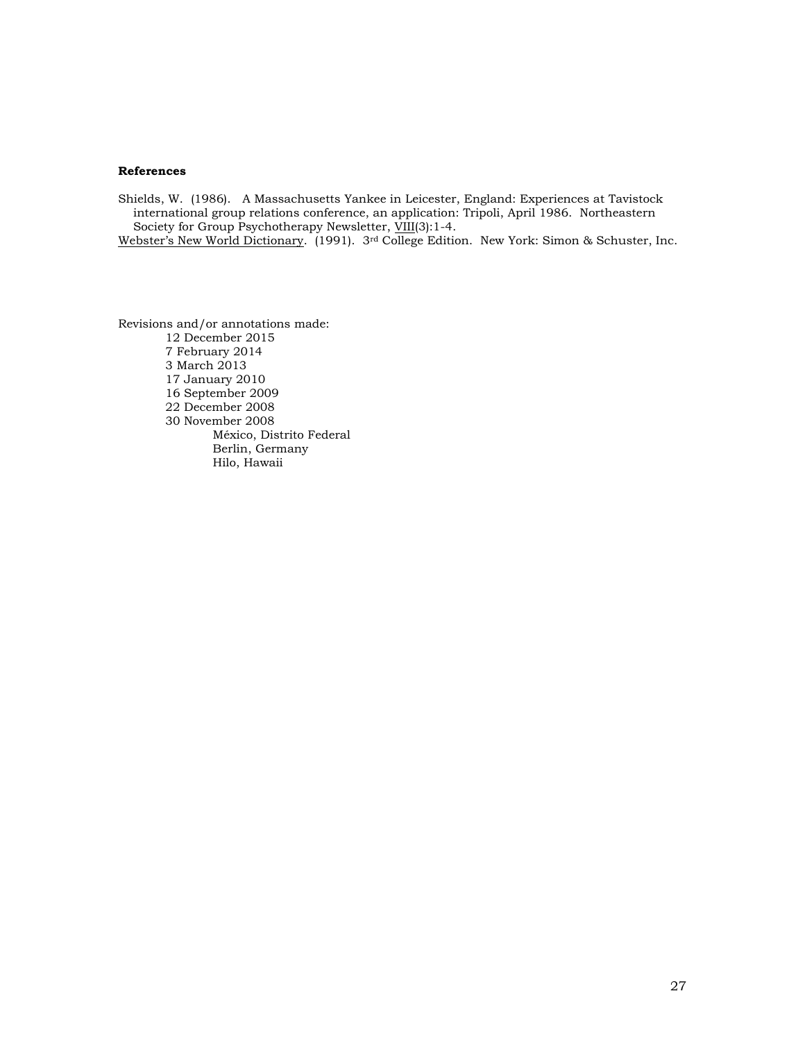**References**

Shields, W. (1986). A Massachusetts Yankee in Leicester, England: Experiences at Tavistock international group relations conference, an application: Tripoli, April 1986. Northeastern Society for Group Psychotherapy Newsletter, <u>VIII</u>(3):1-4.

<u>Webster's New World Dictionary</u>. (1991). 3rd College Edition. New York: Simon & Schuster, Inc.

Revisions and/or annotations made:

- 12 December 2015
- 7 February 2014
- 3 March 2013
- 17 January 2010
- 16 September 2009
- 22 December 2008
- 30 November 2008
  - México, Distrito Federal
  - Berlin, Germany
  - Hilo, Hawaii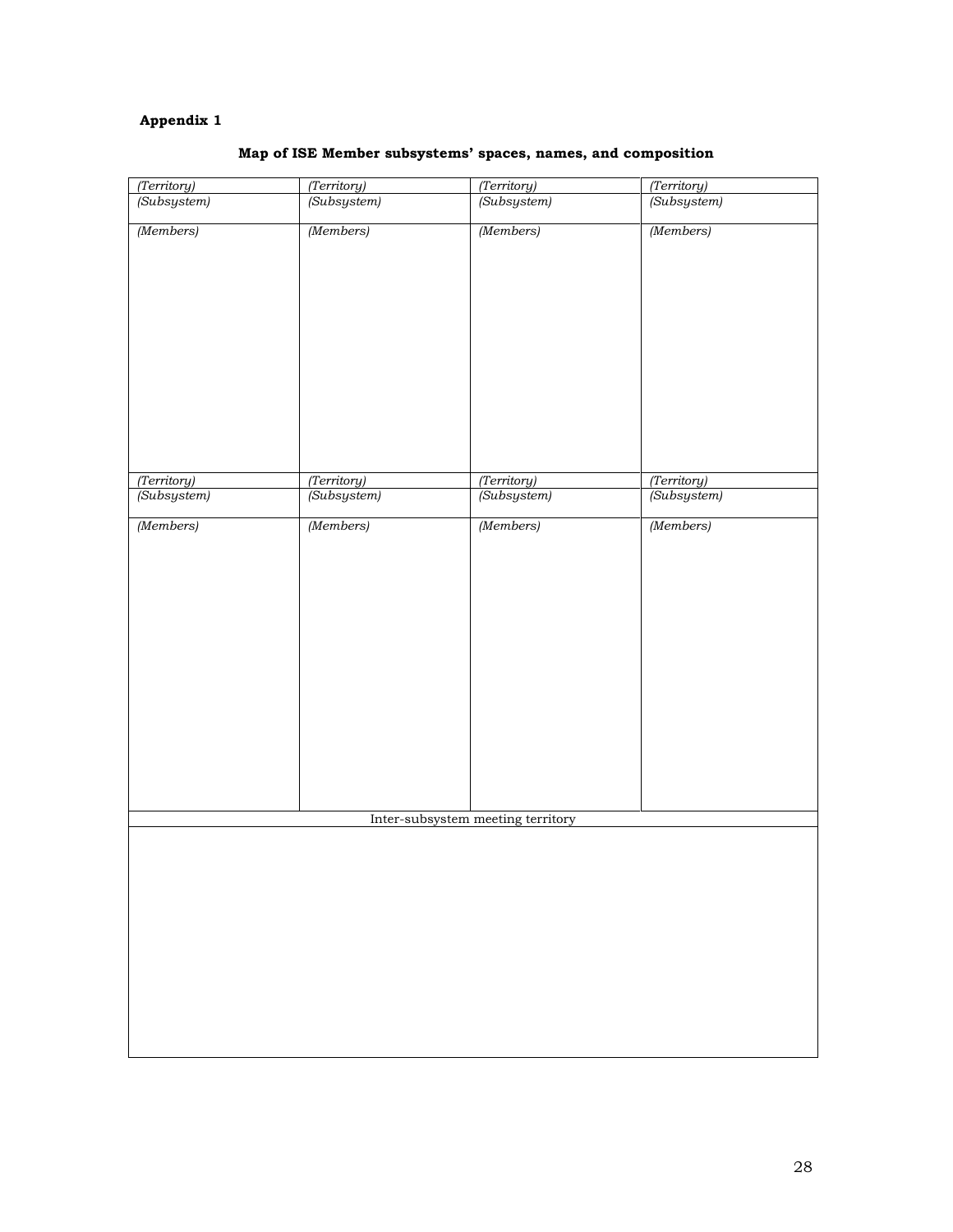**Appendix 1**

**Map of ISE Member subsystems' spaces, names, and composition**

| *(Territory)* | *(Territory)* | *(Territory)* | *(Territory)* |
|---|---|---|---|
| *(Subsystem)* | *(Subsystem)* | *(Subsystem)* | *(Subsystem)* |
| *(Members)* | *(Members)* | *(Members)* | *(Members)* |
| *(Territory)* | *(Territory)* | *(Territory)* | *(Territory)* |
| *(Subsystem)* | *(Subsystem)* | *(Subsystem)* | *(Subsystem)* |
| *(Members)* | *(Members)* | *(Members)* | *(Members)* |
| Inter-subsystem meeting territory | | | |
| | | | |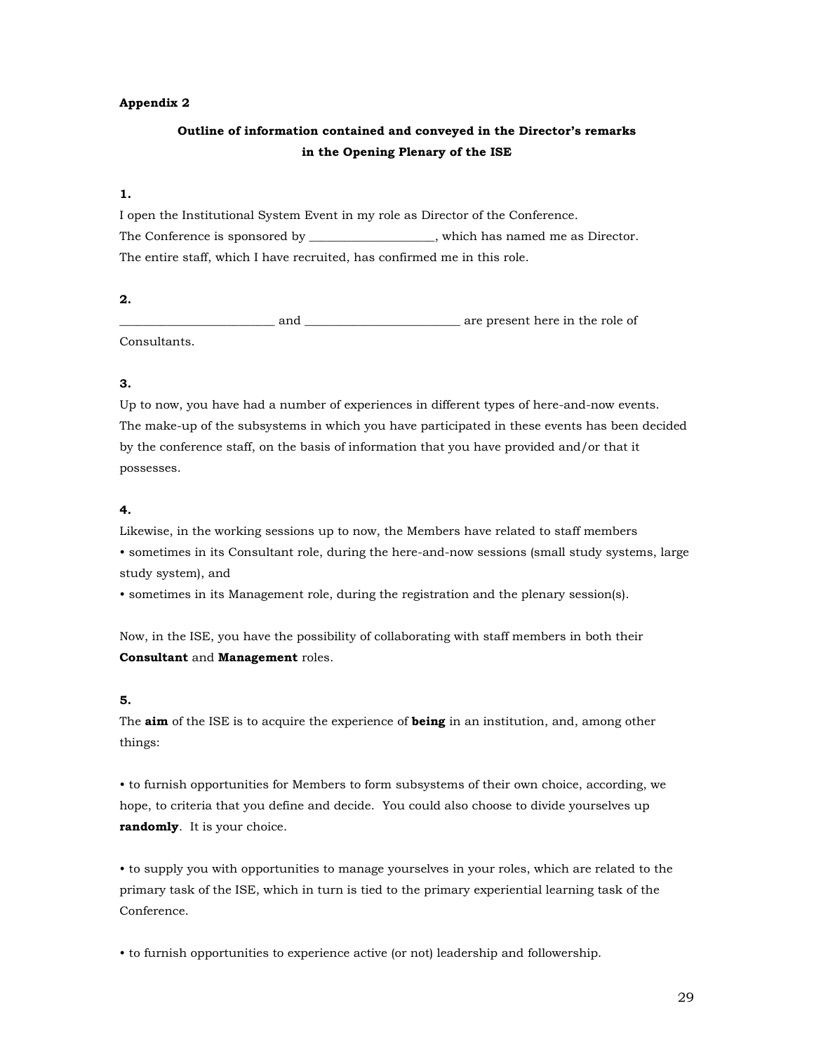**Appendix 2**

**Outline of information contained and conveyed in the Director's remarks in the Opening Plenary of the ISE**

**1.**

I open the Institutional System Event in my role as Director of the Conference.
The Conference is sponsored by ____________________, which has named me as Director.
The entire staff, which I have recruited, has confirmed me in this role.

**2.**

_________________________ and _________________________ are present here in the role of Consultants.

**3.**

Up to now, you have had a number of experiences in different types of here-and-now events. The make-up of the subsystems in which you have participated in these events has been decided by the conference staff, on the basis of information that you have provided and/or that it possesses.

**4.**

Likewise, in the working sessions up to now, the Members have related to staff members

• sometimes in its Consultant role, during the here-and-now sessions (small study systems, large study system), and

• sometimes in its Management role, during the registration and the plenary session(s).

Now, in the ISE, you have the possibility of collaborating with staff members in both their **Consultant** and **Management** roles.

**5.**

The **aim** of the ISE is to acquire the experience of **being** in an institution, and, among other things:

• to furnish opportunities for Members to form subsystems of their own choice, according, we hope, to criteria that you define and decide. You could also choose to divide yourselves up **randomly**. It is your choice.

• to supply you with opportunities to manage yourselves in your roles, which are related to the primary task of the ISE, which in turn is tied to the primary experiential learning task of the Conference.

• to furnish opportunities to experience active (or not) leadership and followership.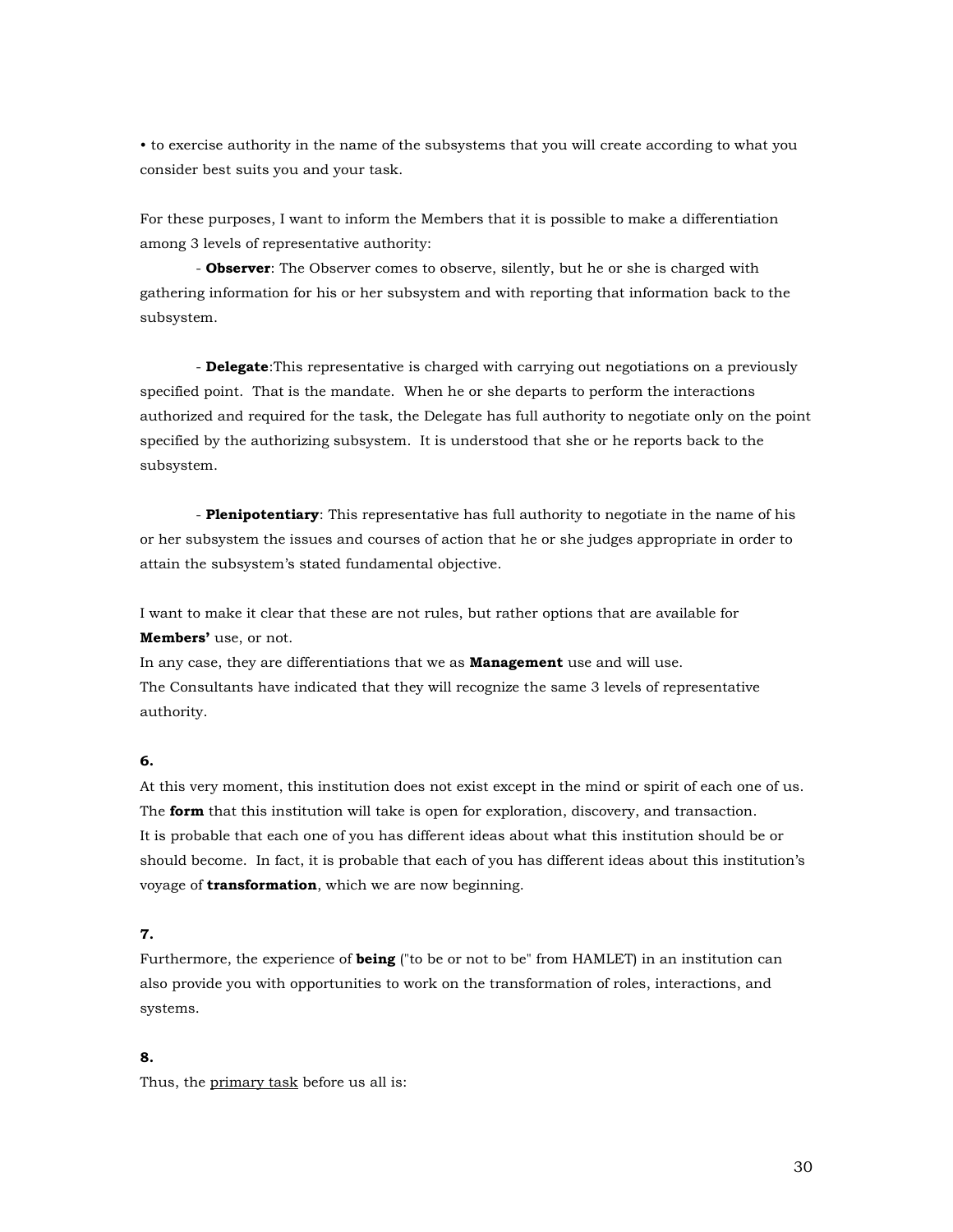• to exercise authority in the name of the subsystems that you will create according to what you consider best suits you and your task.

For these purposes, I want to inform the Members that it is possible to make a differentiation among 3 levels of representative authority:

- **Observer**: The Observer comes to observe, silently, but he or she is charged with gathering information for his or her subsystem and with reporting that information back to the subsystem.

- **Delegate**:This representative is charged with carrying out negotiations on a previously specified point. That is the mandate. When he or she departs to perform the interactions authorized and required for the task, the Delegate has full authority to negotiate only on the point specified by the authorizing subsystem. It is understood that she or he reports back to the subsystem.

- **Plenipotentiary**: This representative has full authority to negotiate in the name of his or her subsystem the issues and courses of action that he or she judges appropriate in order to attain the subsystem's stated fundamental objective.

I want to make it clear that these are not rules, but rather options that are available for **Members'** use, or not.
In any case, they are differentiations that we as **Management** use and will use.
The Consultants have indicated that they will recognize the same 3 levels of representative authority.

**6.**

At this very moment, this institution does not exist except in the mind or spirit of each one of us.
The **form** that this institution will take is open for exploration, discovery, and transaction.
It is probable that each one of you has different ideas about what this institution should be or should become. In fact, it is probable that each of you has different ideas about this institution's voyage of **transformation**, which we are now beginning.

**7.**

Furthermore, the experience of **being** ("to be or not to be" from HAMLET) in an institution can also provide you with opportunities to work on the transformation of roles, interactions, and systems.

**8.**

Thus, the primary task before us all is: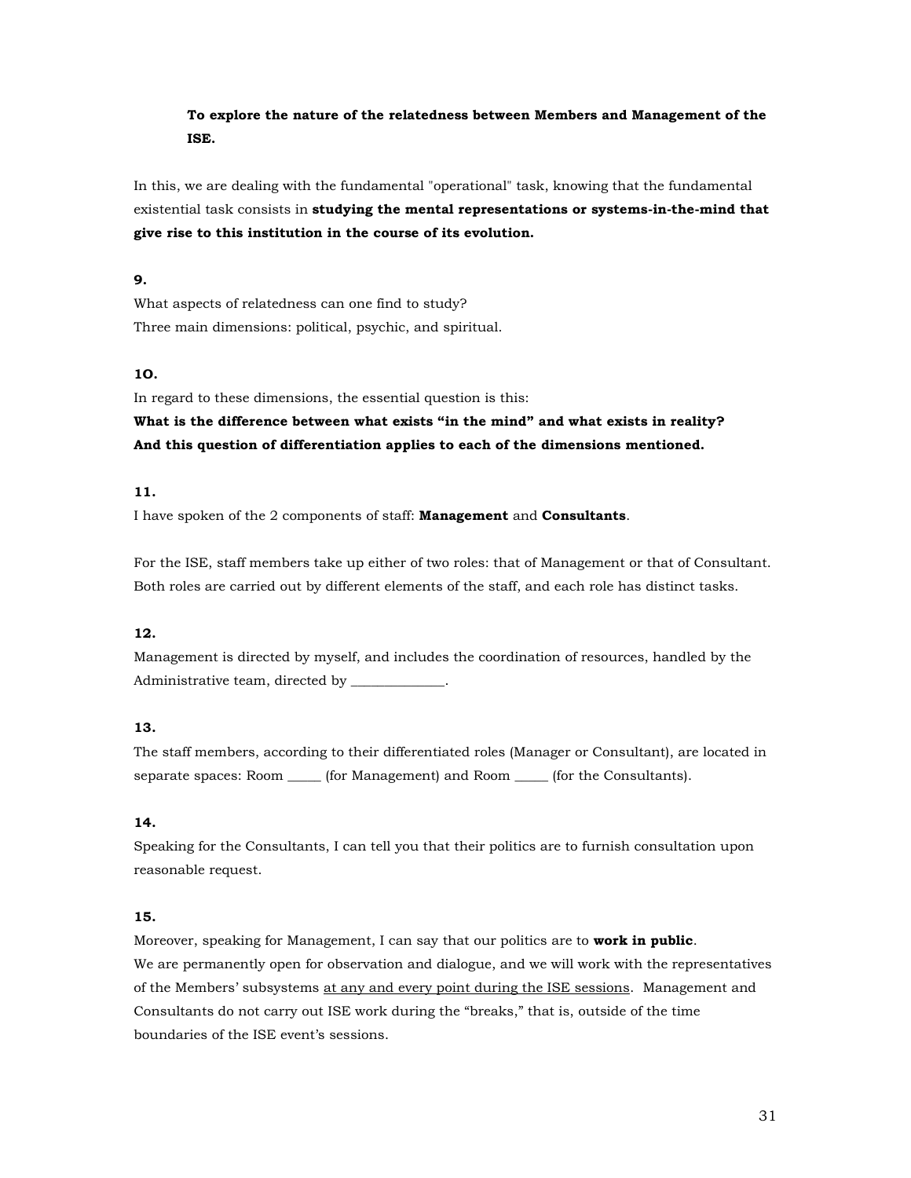**To explore the nature of the relatedness between Members and Management of the ISE.**

In this, we are dealing with the fundamental "operational" task, knowing that the fundamental existential task consists in **studying the mental representations or systems-in-the-mind that give rise to this institution in the course of its evolution.**

**9.**

What aspects of relatedness can one find to study?
Three main dimensions: political, psychic, and spiritual.

**1O.**

In regard to these dimensions, the essential question is this:
**What is the difference between what exists "in the mind" and what exists in reality? And this question of differentiation applies to each of the dimensions mentioned.**

**11.**

I have spoken of the 2 components of staff: **Management** and **Consultants**.

For the ISE, staff members take up either of two roles: that of Management or that of Consultant. Both roles are carried out by different elements of the staff, and each role has distinct tasks.

**12.**

Management is directed by myself, and includes the coordination of resources, handled by the Administrative team, directed by ______________.

**13.**

The staff members, according to their differentiated roles (Manager or Consultant), are located in separate spaces: Room _____ (for Management) and Room _____ (for the Consultants).

**14.**

Speaking for the Consultants, I can tell you that their politics are to furnish consultation upon reasonable request.

**15.**

Moreover, speaking for Management, I can say that our politics are to **work in public**.
We are permanently open for observation and dialogue, and we will work with the representatives of the Members' subsystems <u>at any and every point during the ISE sessions</u>. Management and Consultants do not carry out ISE work during the "breaks," that is, outside of the time boundaries of the ISE event's sessions.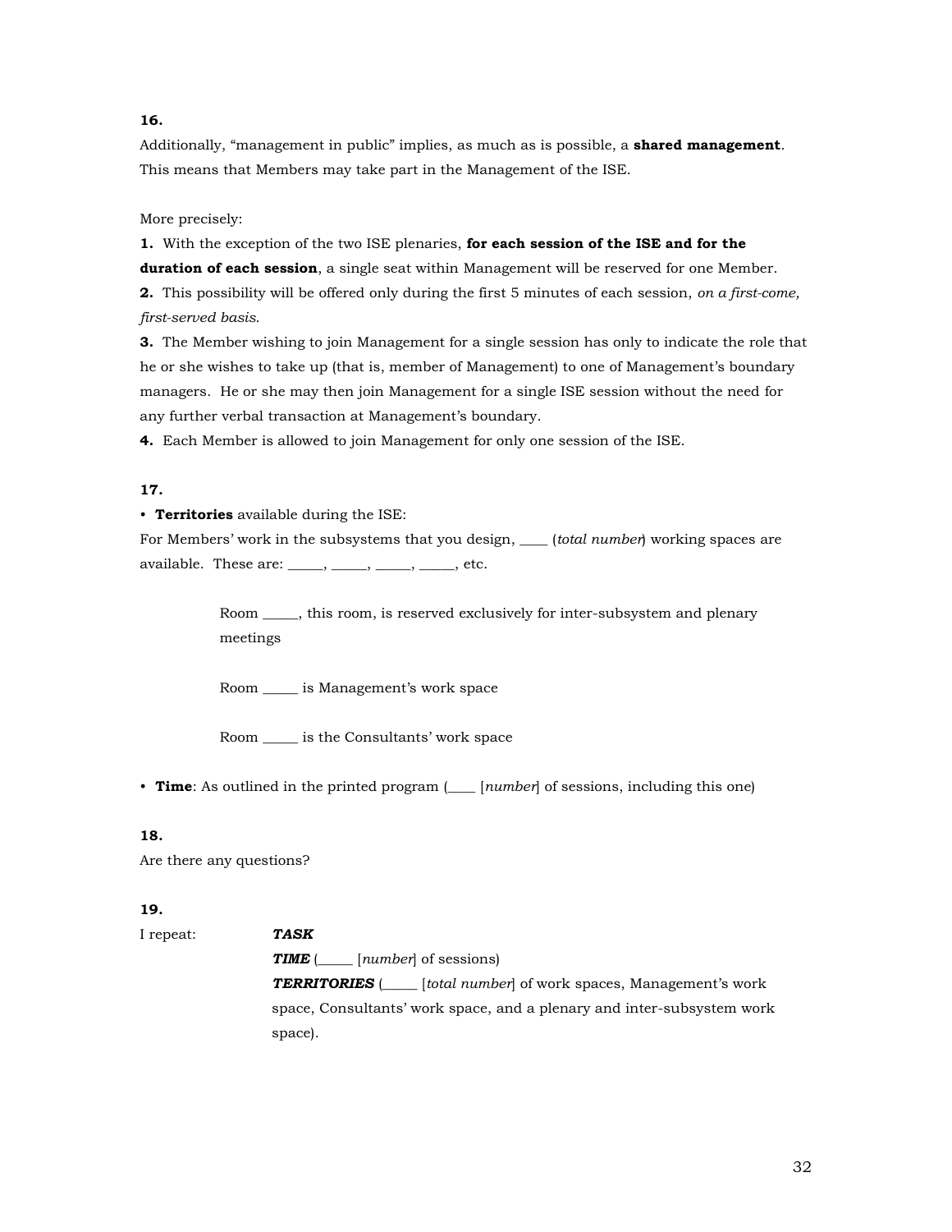**16.**

Additionally, "management in public" implies, as much as is possible, a **shared management**. This means that Members may take part in the Management of the ISE.

More precisely:

**1.** With the exception of the two ISE plenaries, **for each session of the ISE and for the duration of each session**, a single seat within Management will be reserved for one Member.

**2.** This possibility will be offered only during the first 5 minutes of each session, *on a first-come, first-served basis.*

**3.** The Member wishing to join Management for a single session has only to indicate the role that he or she wishes to take up (that is, member of Management) to one of Management's boundary managers. He or she may then join Management for a single ISE session without the need for any further verbal transaction at Management's boundary.

**4.** Each Member is allowed to join Management for only one session of the ISE.

**17.**

• **Territories** available during the ISE:
For Members' work in the subsystems that you design, ____ (*total number*) working spaces are available. These are: _____, _____, _____, _____, etc.

> Room _____, this room, is reserved exclusively for inter-subsystem and plenary meetings
>
> Room _____ is Management's work space
>
> Room _____ is the Consultants' work space

• **Time**: As outlined in the printed program (____ [*number*] of sessions, including this one)

**18.**

Are there any questions?

**19.**

I repeat:

***TASK***

***TIME*** (_____ [*number*] of sessions)

***TERRITORIES*** (_____ [*total number*] of work spaces, Management's work space, Consultants' work space, and a plenary and inter-subsystem work space).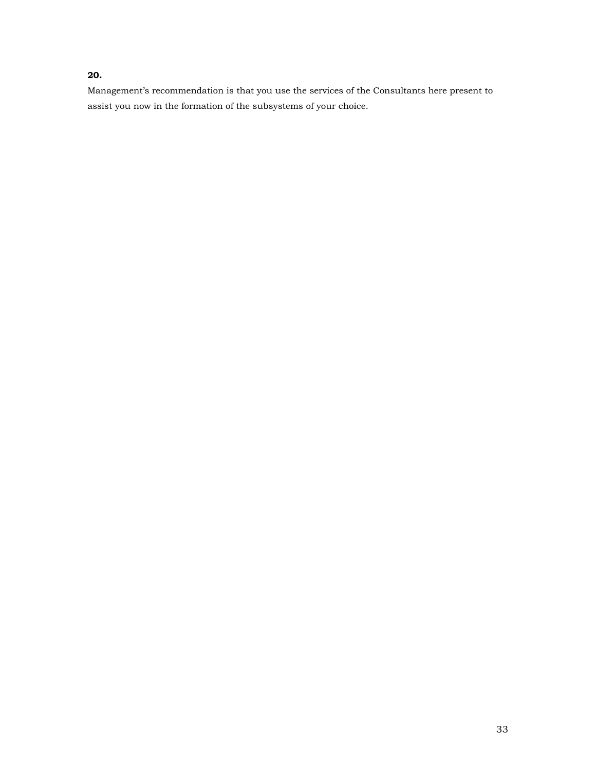**20.**

Management's recommendation is that you use the services of the Consultants here present to assist you now in the formation of the subsystems of your choice.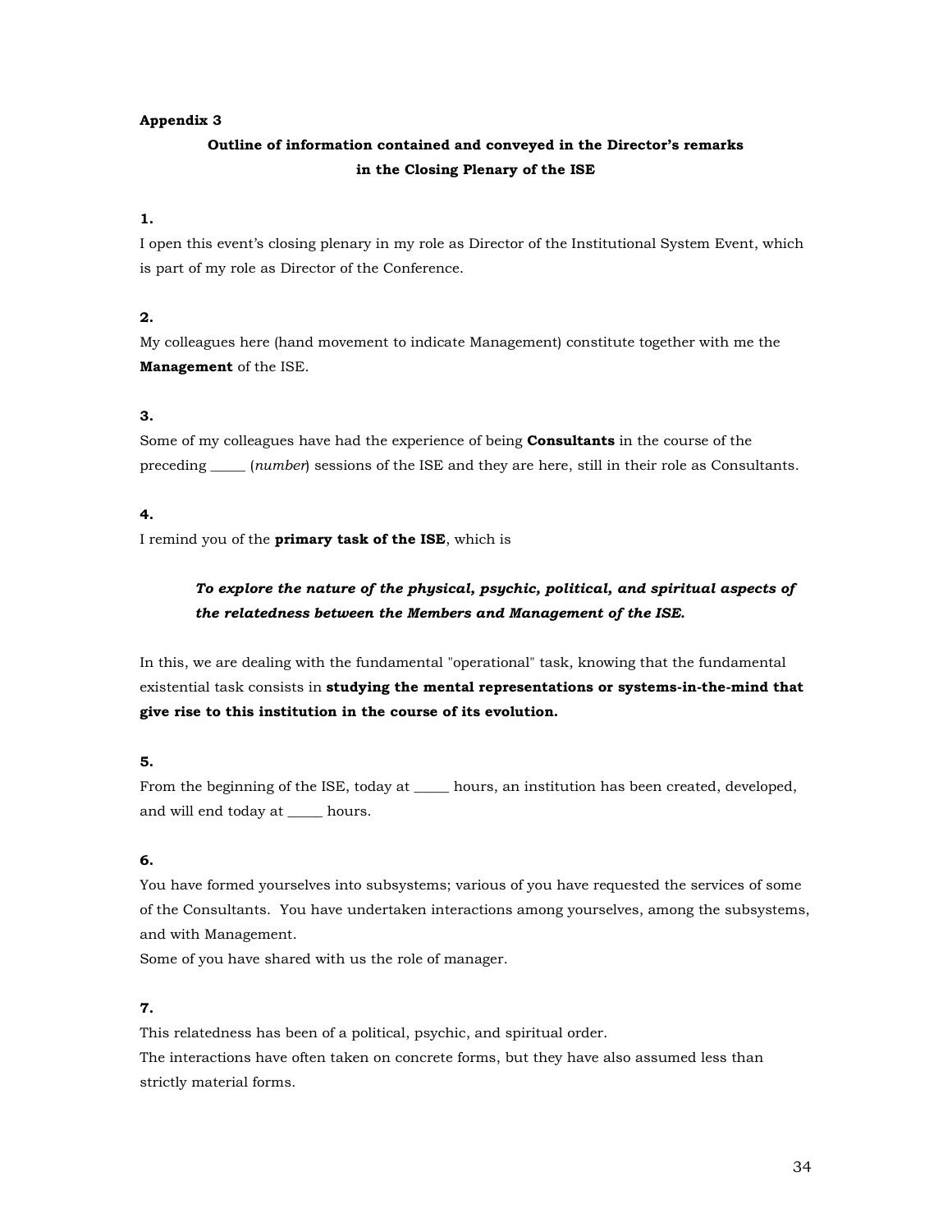**Appendix 3**

**Outline of information contained and conveyed in the Director's remarks in the Closing Plenary of the ISE**

**1.**

I open this event's closing plenary in my role as Director of the Institutional System Event, which is part of my role as Director of the Conference.

**2.**

My colleagues here (hand movement to indicate Management) constitute together with me the **Management** of the ISE.

**3.**

Some of my colleagues have had the experience of being **Consultants** in the course of the preceding _____ (*number*) sessions of the ISE and they are here, still in their role as Consultants.

**4.**

I remind you of the **primary task of the ISE**, which is

> ***To explore the nature of the physical, psychic, political, and spiritual aspects of the relatedness between the Members and Management of the ISE.***

In this, we are dealing with the fundamental "operational" task, knowing that the fundamental existential task consists in **studying the mental representations or systems-in-the-mind that give rise to this institution in the course of its evolution.**

**5.**

From the beginning of the ISE, today at _____ hours, an institution has been created, developed, and will end today at _____ hours.

**6.**

You have formed yourselves into subsystems; various of you have requested the services of some of the Consultants. You have undertaken interactions among yourselves, among the subsystems, and with Management.

Some of you have shared with us the role of manager.

**7.**

This relatedness has been of a political, psychic, and spiritual order.

The interactions have often taken on concrete forms, but they have also assumed less than strictly material forms.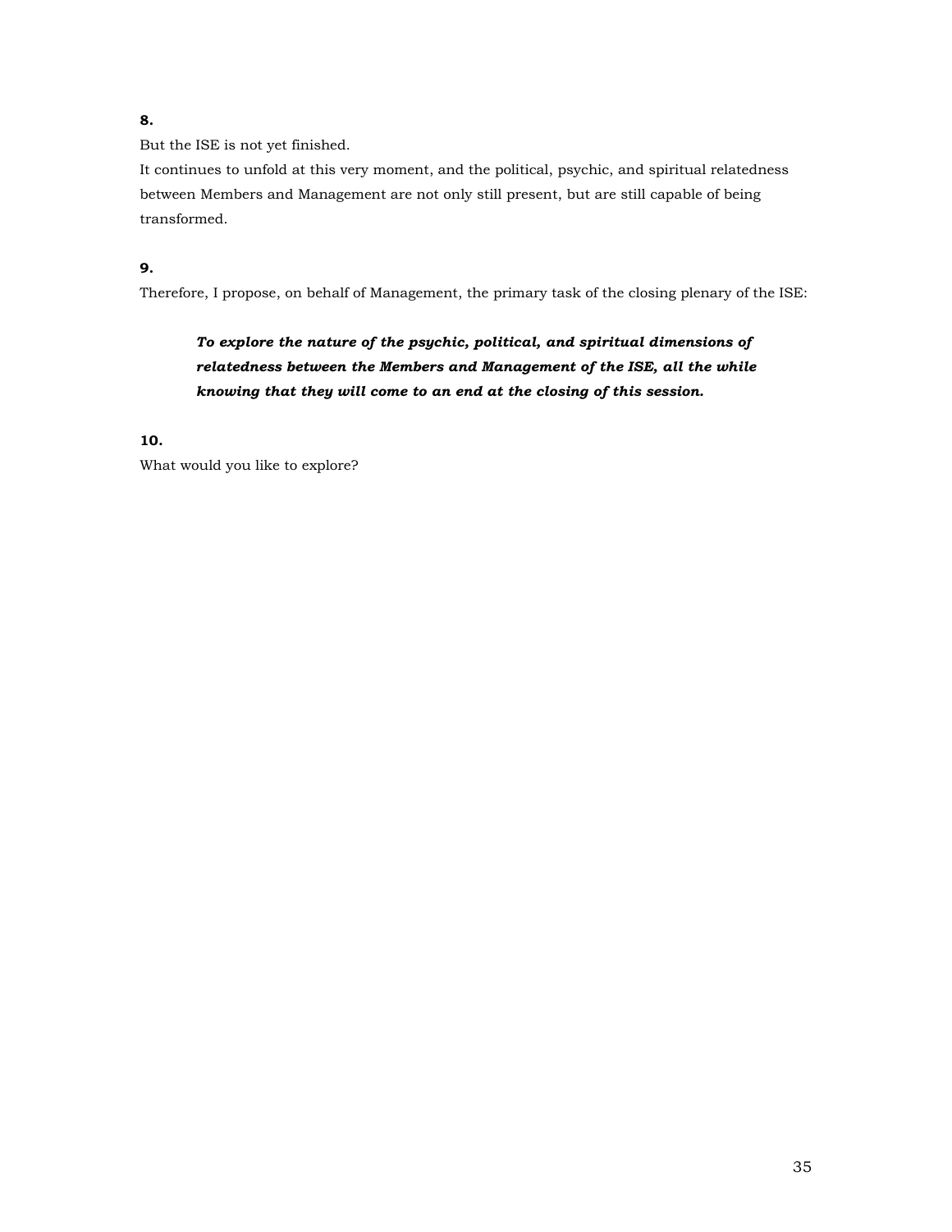**8.**

But the ISE is not yet finished.
It continues to unfold at this very moment, and the political, psychic, and spiritual relatedness between Members and Management are not only still present, but are still capable of being transformed.

**9.**

Therefore, I propose, on behalf of Management, the primary task of the closing plenary of the ISE:

> ***To explore the nature of the psychic, political, and spiritual dimensions of relatedness between the Members and Management of the ISE, all the while knowing that they will come to an end at the closing of this session.***

**10.**

What would you like to explore?